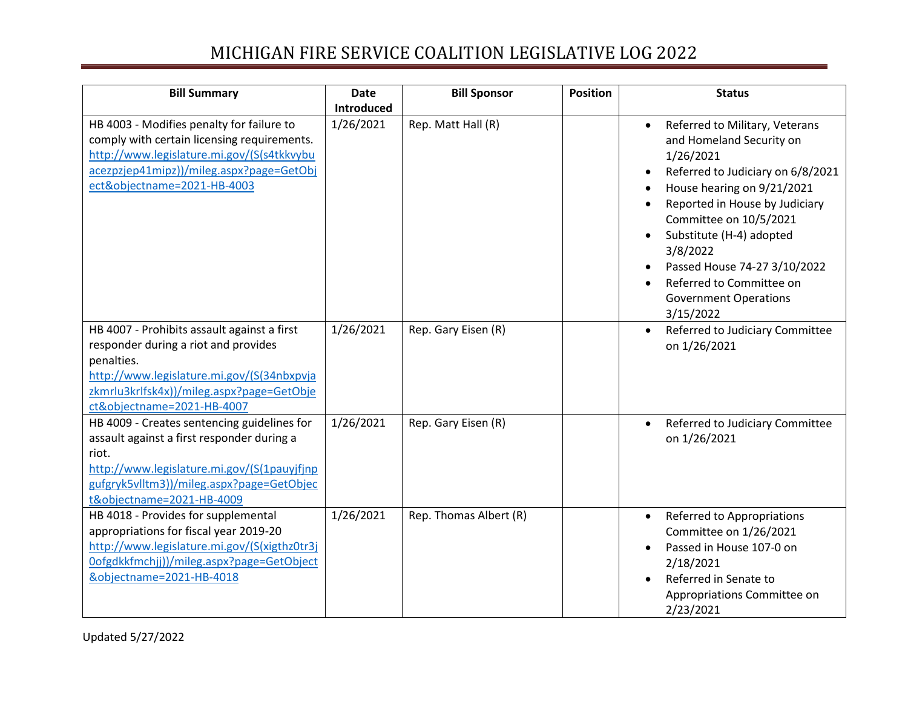# MICHIGAN FIRE SERVICE COALITION LEGISLATIVE LOG 2022

| Bill Summary | Date Introduced | Bill Sponsor | Position | Status |
|---|---|---|---|---|
| HB 4003 - Modifies penalty for failure to comply with certain licensing requirements. http://www.legislature.mi.gov/(S(s4tkkvybuacezpzjep41mipz))/mileg.aspx?page=GetObject&objectname=2021-HB-4003 | 1/26/2021 | Rep. Matt Hall (R) | | • Referred to Military, Veterans and Homeland Security on 1/26/2021<br>• Referred to Judiciary on 6/8/2021<br>• House hearing on 9/21/2021<br>• Reported in House by Judiciary Committee on 10/5/2021<br>• Substitute (H-4) adopted 3/8/2022<br>• Passed House 74-27 3/10/2022<br>• Referred to Committee on Government Operations 3/15/2022 |
| HB 4007 - Prohibits assault against a first responder during a riot and provides penalties. http://www.legislature.mi.gov/(S(34nbxpvjazkmrlu3krlfsk4x))/mileg.aspx?page=GetObject&objectname=2021-HB-4007 | 1/26/2021 | Rep. Gary Eisen (R) | | • Referred to Judiciary Committee on 1/26/2021 |
| HB 4009 - Creates sentencing guidelines for assault against a first responder during a riot. http://www.legislature.mi.gov/(S(1pauyjfjnpgufgryk5vlltm3))/mileg.aspx?page=GetObject&objectname=2021-HB-4009 | 1/26/2021 | Rep. Gary Eisen (R) | | • Referred to Judiciary Committee on 1/26/2021 |
| HB 4018 - Provides for supplemental appropriations for fiscal year 2019-20 http://www.legislature.mi.gov/(S(xigthz0tr3j0ofgdkkfmchjj))/mileg.aspx?page=GetObject&objectname=2021-HB-4018 | 1/26/2021 | Rep. Thomas Albert (R) | | • Referred to Appropriations Committee on 1/26/2021<br>• Passed in House 107-0 on 2/18/2021<br>• Referred in Senate to Appropriations Committee on 2/23/2021 |

Updated 5/27/2022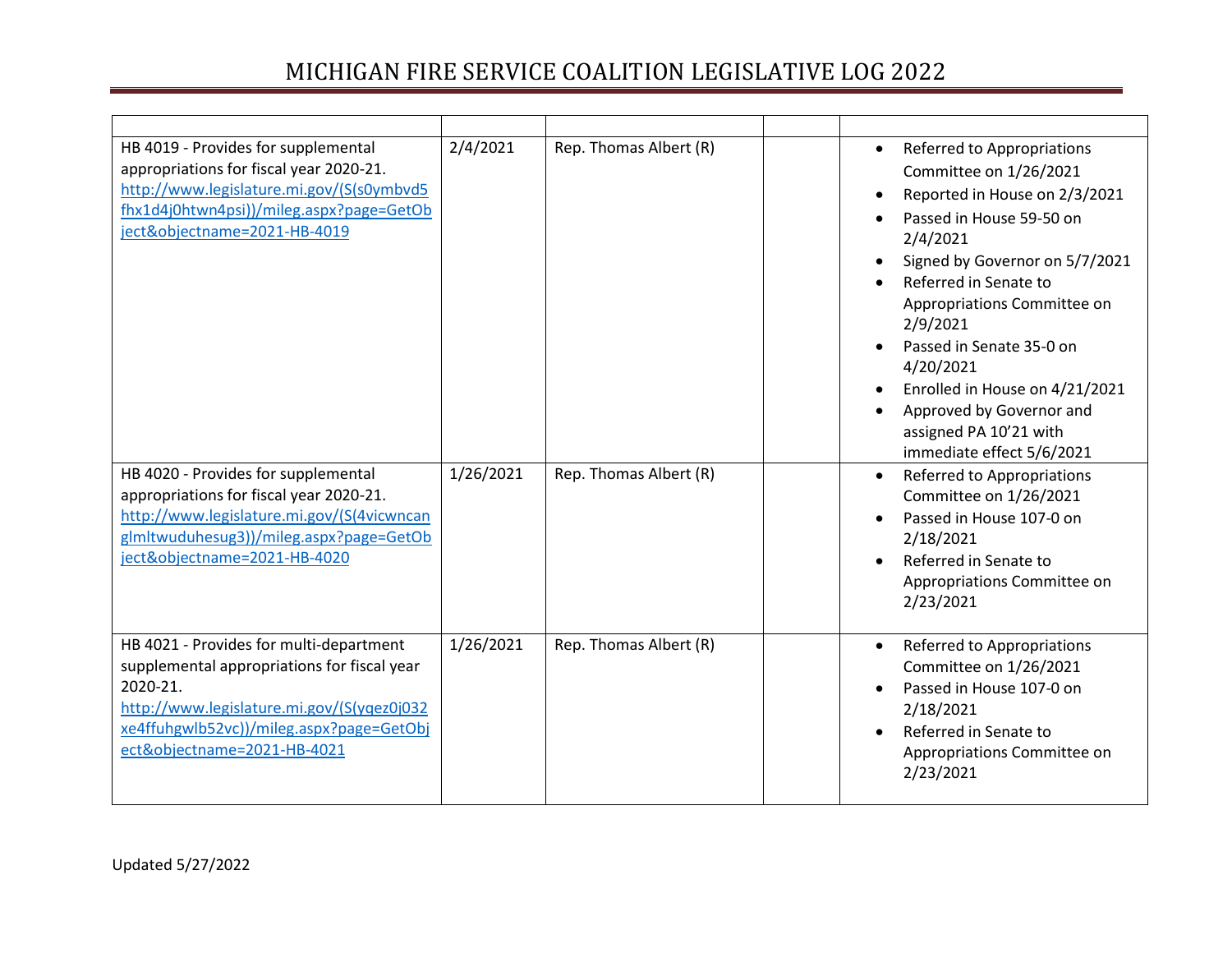# MICHIGAN FIRE SERVICE COALITION LEGISLATIVE LOG 2022

| | | | | |
|---|---|---|---|---|
| HB 4019 - Provides for supplemental appropriations for fiscal year 2020-21. http://www.legislature.mi.gov/(S(s0ymbvd5fhx1d4j0htwn4psi))/mileg.aspx?page=GetObject&objectname=2021-HB-4019 | 2/4/2021 | Rep. Thomas Albert (R) | | • Referred to Appropriations Committee on 1/26/2021<br>• Reported in House on 2/3/2021<br>• Passed in House 59-50 on 2/4/2021<br>• Signed by Governor on 5/7/2021<br>• Referred in Senate to Appropriations Committee on 2/9/2021<br>• Passed in Senate 35-0 on 4/20/2021<br>• Enrolled in House on 4/21/2021<br>• Approved by Governor and assigned PA 10'21 with immediate effect 5/6/2021 |
| HB 4020 - Provides for supplemental appropriations for fiscal year 2020-21. http://www.legislature.mi.gov/(S(4vicwncanglmltwuduhesug3))/mileg.aspx?page=GetObject&objectname=2021-HB-4020 | 1/26/2021 | Rep. Thomas Albert (R) | | • Referred to Appropriations Committee on 1/26/2021<br>• Passed in House 107-0 on 2/18/2021<br>• Referred in Senate to Appropriations Committee on 2/23/2021 |
| HB 4021 - Provides for multi-department supplemental appropriations for fiscal year 2020-21. http://www.legislature.mi.gov/(S(yqez0j032xe4ffuhgwlb52vc))/mileg.aspx?page=GetObject&objectname=2021-HB-4021 | 1/26/2021 | Rep. Thomas Albert (R) | | • Referred to Appropriations Committee on 1/26/2021<br>• Passed in House 107-0 on 2/18/2021<br>• Referred in Senate to Appropriations Committee on 2/23/2021 |

Updated 5/27/2022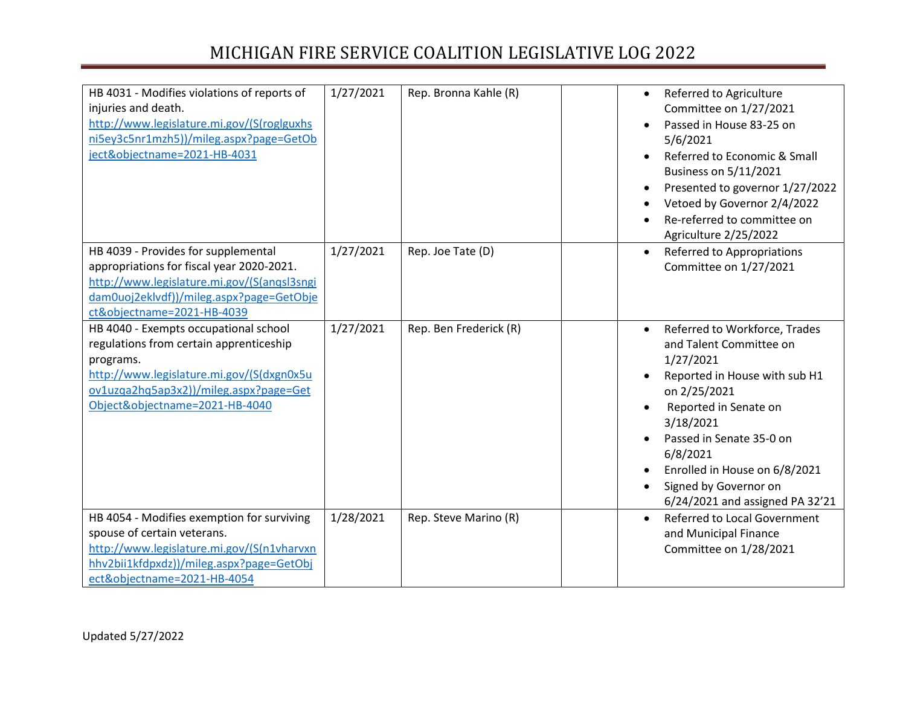# MICHIGAN FIRE SERVICE COALITION LEGISLATIVE LOG 2022

| | | | | |
|---|---|---|---|---|
| HB 4031 - Modifies violations of reports of injuries and death. http://www.legislature.mi.gov/(S(roglguxhsni5ey3c5nr1mzh5))/mileg.aspx?page=GetObject&objectname=2021-HB-4031 | 1/27/2021 | Rep. Bronna Kahle (R) | | <ul><li>Referred to Agriculture Committee on 1/27/2021</li><li>Passed in House 83-25 on 5/6/2021</li><li>Referred to Economic & Small Business on 5/11/2021</li><li>Presented to governor 1/27/2022</li><li>Vetoed by Governor 2/4/2022</li><li>Re-referred to committee on Agriculture 2/25/2022</li></ul> |
| HB 4039 - Provides for supplemental appropriations for fiscal year 2020-2021. http://www.legislature.mi.gov/(S(anqsl3sngidam0uoj2eklvdf))/mileg.aspx?page=GetObject&objectname=2021-HB-4039 | 1/27/2021 | Rep. Joe Tate (D) | | <ul><li>Referred to Appropriations Committee on 1/27/2021</li></ul> |
| HB 4040 - Exempts occupational school regulations from certain apprenticeship programs. http://www.legislature.mi.gov/(S(dxgn0x5uov1uzqa2hq5ap3x2))/mileg.aspx?page=GetObject&objectname=2021-HB-4040 | 1/27/2021 | Rep. Ben Frederick (R) | | <ul><li>Referred to Workforce, Trades and Talent Committee on 1/27/2021</li><li>Reported in House with sub H1 on 2/25/2021</li><li>Reported in Senate on 3/18/2021</li><li>Passed in Senate 35-0 on 6/8/2021</li><li>Enrolled in House on 6/8/2021</li><li>Signed by Governor on 6/24/2021 and assigned PA 32'21</li></ul> |
| HB 4054 - Modifies exemption for surviving spouse of certain veterans. http://www.legislature.mi.gov/(S(n1vharvxnhhv2bii1kfdpxdz))/mileg.aspx?page=GetObject&objectname=2021-HB-4054 | 1/28/2021 | Rep. Steve Marino (R) | | <ul><li>Referred to Local Government and Municipal Finance Committee on 1/28/2021</li></ul> |

Updated 5/27/2022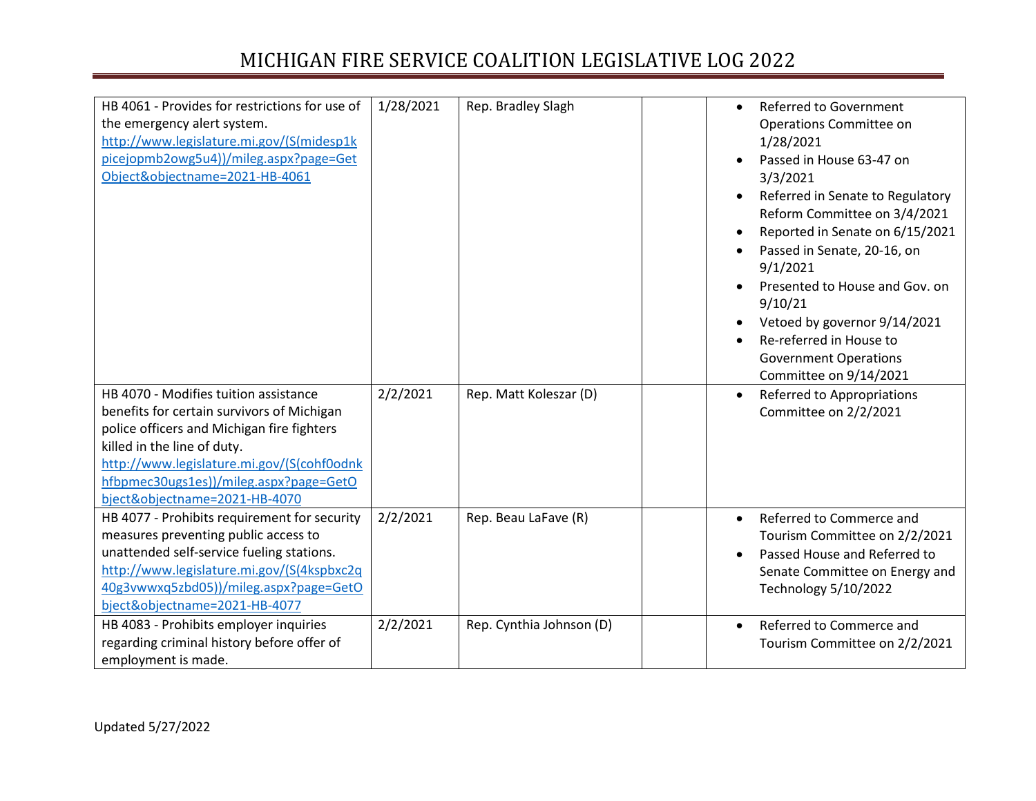| | | | | |
|---|---|---|---|---|
| HB 4061 - Provides for restrictions for use of the emergency alert system. [http://www.legislature.mi.gov/(S(midesp1kpicejopmb2owg5u4))/mileg.aspx?page=GetObject&objectname=2021-HB-4061](http://www.legislature.mi.gov/(S(midesp1kpicejopmb2owg5u4))/mileg.aspx?page=GetObject&objectname=2021-HB-4061) | 1/28/2021 | Rep. Bradley Slagh | | • Referred to Government Operations Committee on 1/28/2021<br>• Passed in House 63-47 on 3/3/2021<br>• Referred in Senate to Regulatory Reform Committee on 3/4/2021<br>• Reported in Senate on 6/15/2021<br>• Passed in Senate, 20-16, on 9/1/2021<br>• Presented to House and Gov. on 9/10/21<br>• Vetoed by governor 9/14/2021<br>• Re-referred in House to Government Operations Committee on 9/14/2021 |
| HB 4070 - Modifies tuition assistance benefits for certain survivors of Michigan police officers and Michigan fire fighters killed in the line of duty. [http://www.legislature.mi.gov/(S(cohf0odnkhfbpmec30ugs1es))/mileg.aspx?page=GetObject&objectname=2021-HB-4070](http://www.legislature.mi.gov/(S(cohf0odnkhfbpmec30ugs1es))/mileg.aspx?page=GetObject&objectname=2021-HB-4070) | 2/2/2021 | Rep. Matt Koleszar (D) | | • Referred to Appropriations Committee on 2/2/2021 |
| HB 4077 - Prohibits requirement for security measures preventing public access to unattended self-service fueling stations. [http://www.legislature.mi.gov/(S(4kspbxc2q40g3vwwxq5zbd05))/mileg.aspx?page=GetObject&objectname=2021-HB-4077](http://www.legislature.mi.gov/(S(4kspbxc2q40g3vwwxq5zbd05))/mileg.aspx?page=GetObject&objectname=2021-HB-4077) | 2/2/2021 | Rep. Beau LaFave (R) | | • Referred to Commerce and Tourism Committee on 2/2/2021<br>• Passed House and Referred to Senate Committee on Energy and Technology 5/10/2022 |
| HB 4083 - Prohibits employer inquiries regarding criminal history before offer of employment is made. | 2/2/2021 | Rep. Cynthia Johnson (D) | | • Referred to Commerce and Tourism Committee on 2/2/2021 |

Updated 5/27/2022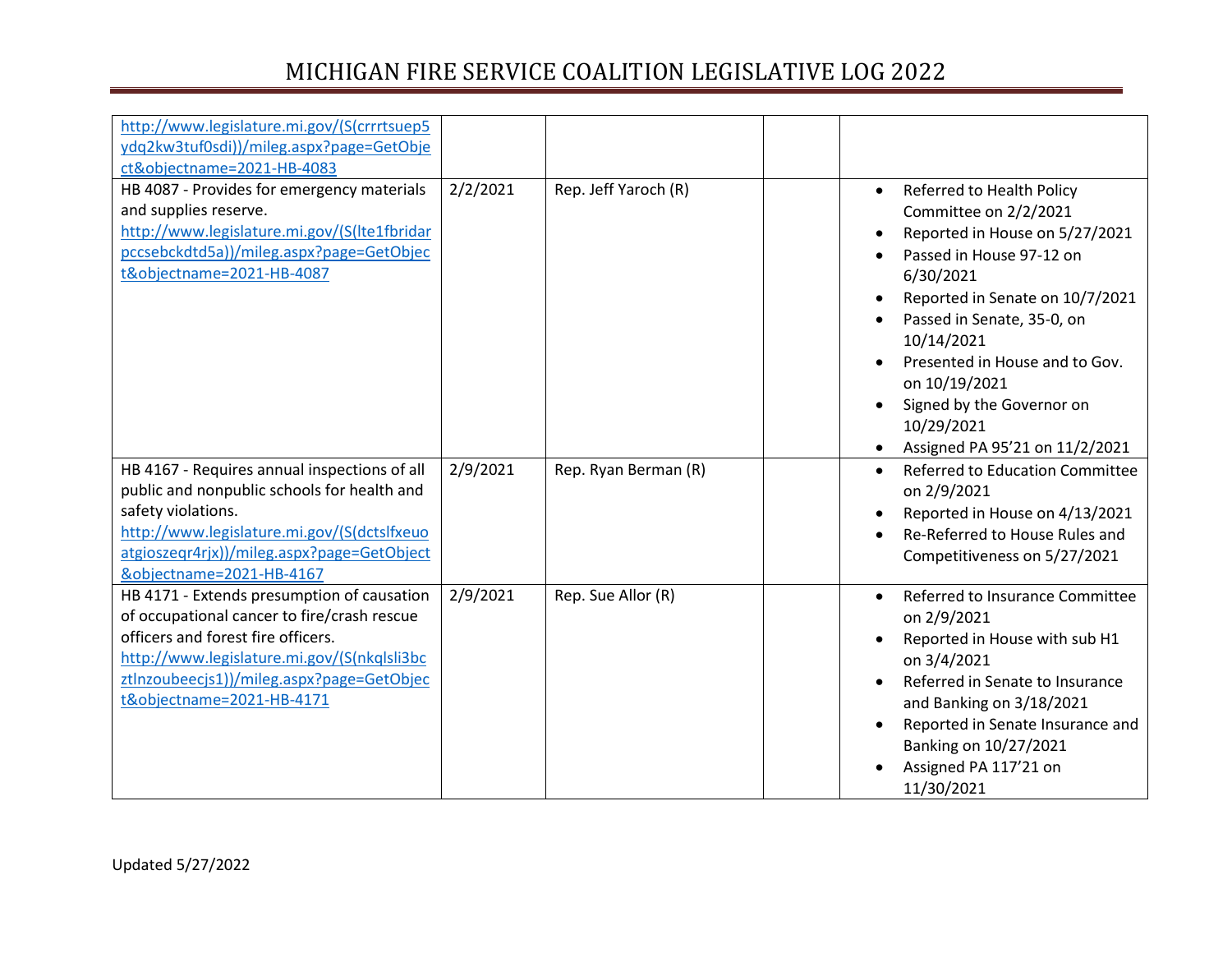| | | | | |
|---|---|---|---|---|
| http://www.legislature.mi.gov/(S(crrrtsuep5ydq2kw3tuf0sdi))/mileg.aspx?page=GetObject&objectname=2021-HB-4083 | | | | |
| HB 4087 - Provides for emergency materials and supplies reserve. http://www.legislature.mi.gov/(S(lte1fbridarpccsebckdtd5a))/mileg.aspx?page=GetObject&objectname=2021-HB-4087 | 2/2/2021 | Rep. Jeff Yaroch (R) | | • Referred to Health Policy Committee on 2/2/2021<br>• Reported in House on 5/27/2021<br>• Passed in House 97-12 on 6/30/2021<br>• Reported in Senate on 10/7/2021<br>• Passed in Senate, 35-0, on 10/14/2021<br>• Presented in House and to Gov. on 10/19/2021<br>• Signed by the Governor on 10/29/2021<br>• Assigned PA 95'21 on 11/2/2021 |
| HB 4167 - Requires annual inspections of all public and nonpublic schools for health and safety violations. http://www.legislature.mi.gov/(S(dctslfxeuoatgioszeqr4rjx))/mileg.aspx?page=GetObject&objectname=2021-HB-4167 | 2/9/2021 | Rep. Ryan Berman (R) | | • Referred to Education Committee on 2/9/2021<br>• Reported in House on 4/13/2021<br>• Re-Referred to House Rules and Competitiveness on 5/27/2021 |
| HB 4171 - Extends presumption of causation of occupational cancer to fire/crash rescue officers and forest fire officers. http://www.legislature.mi.gov/(S(nkqlsli3bcztlnzoubeecjs1))/mileg.aspx?page=GetObject&objectname=2021-HB-4171 | 2/9/2021 | Rep. Sue Allor (R) | | • Referred to Insurance Committee on 2/9/2021<br>• Reported in House with sub H1 on 3/4/2021<br>• Referred in Senate to Insurance and Banking on 3/18/2021<br>• Reported in Senate Insurance and Banking on 10/27/2021<br>• Assigned PA 117'21 on 11/30/2021 |

Updated 5/27/2022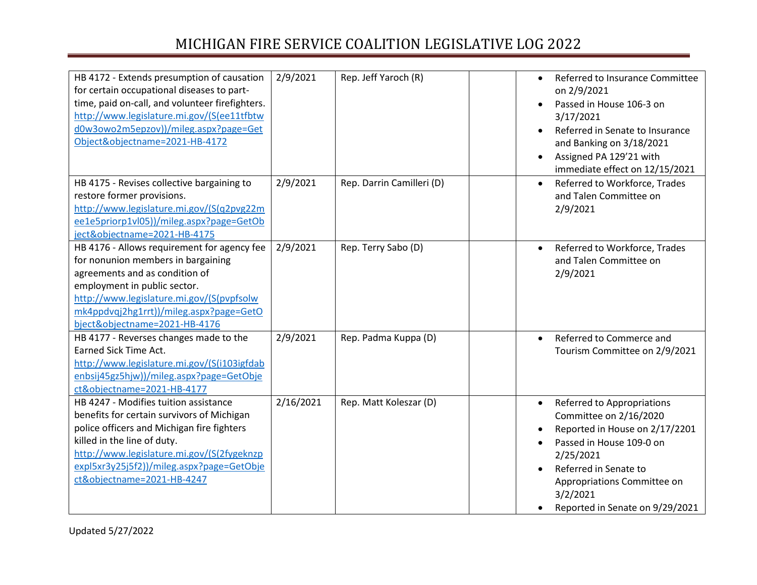| | | | | |
|---|---|---|---|---|
| HB 4172 - Extends presumption of causation for certain occupational diseases to part-time, paid on-call, and volunteer firefighters. http://www.legislature.mi.gov/(S(ee11tfbtwd0w3owo2m5epzov))/mileg.aspx?page=GetObject&objectname=2021-HB-4172 | 2/9/2021 | Rep. Jeff Yaroch (R) | | • Referred to Insurance Committee on 2/9/2021<br>• Passed in House 106-3 on 3/17/2021<br>• Referred in Senate to Insurance and Banking on 3/18/2021<br>• Assigned PA 129'21 with immediate effect on 12/15/2021 |
| HB 4175 - Revises collective bargaining to restore former provisions. http://www.legislature.mi.gov/(S(q2pvg22mee1e5priorp1vl05))/mileg.aspx?page=GetObject&objectname=2021-HB-4175 | 2/9/2021 | Rep. Darrin Camilleri (D) | | • Referred to Workforce, Trades and Talen Committee on 2/9/2021 |
| HB 4176 - Allows requirement for agency fee for nonunion members in bargaining agreements and as condition of employment in public sector. http://www.legislature.mi.gov/(S(pvpfsolwmk4ppdvqj2hg1rrt))/mileg.aspx?page=GetObject&objectname=2021-HB-4176 | 2/9/2021 | Rep. Terry Sabo (D) | | • Referred to Workforce, Trades and Talen Committee on 2/9/2021 |
| HB 4177 - Reverses changes made to the Earned Sick Time Act. http://www.legislature.mi.gov/(S(i103igfdabenbsij45gz5hjw))/mileg.aspx?page=GetObject&objectname=2021-HB-4177 | 2/9/2021 | Rep. Padma Kuppa (D) | | • Referred to Commerce and Tourism Committee on 2/9/2021 |
| HB 4247 - Modifies tuition assistance benefits for certain survivors of Michigan police officers and Michigan fire fighters killed in the line of duty. http://www.legislature.mi.gov/(S(2fygeknzpexpl5xr3y25j5f2))/mileg.aspx?page=GetObject&objectname=2021-HB-4247 | 2/16/2021 | Rep. Matt Koleszar (D) | | • Referred to Appropriations Committee on 2/16/2020<br>• Reported in House on 2/17/2201<br>• Passed in House 109-0 on 2/25/2021<br>• Referred in Senate to Appropriations Committee on 3/2/2021<br>• Reported in Senate on 9/29/2021 |

Updated 5/27/2022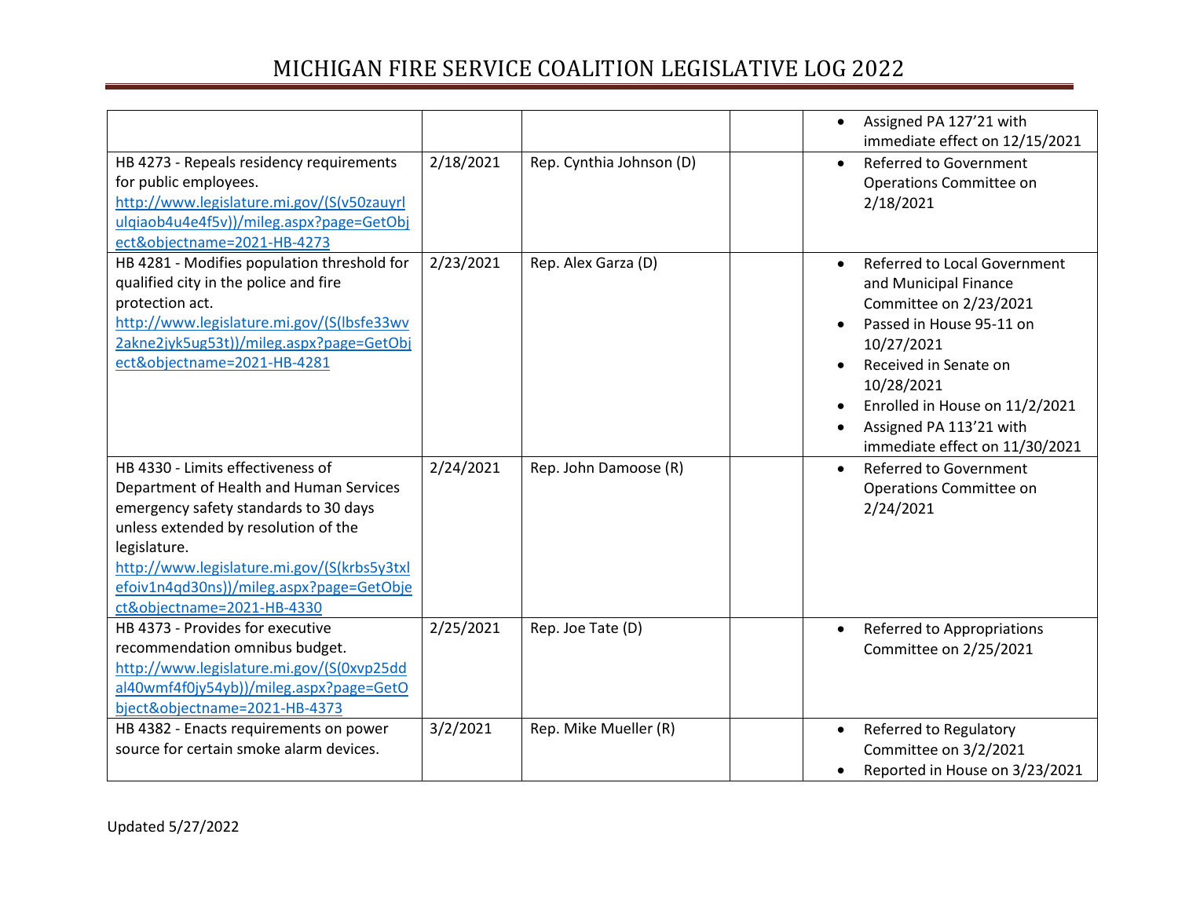| | | | | |
|---|---|---|---|---|
| | | | | • Assigned PA 127'21 with immediate effect on 12/15/2021 |
| HB 4273 - Repeals residency requirements for public employees. http://www.legislature.mi.gov/(S(v50zauyrlulqiaob4u4e4f5v))/mileg.aspx?page=GetObject&objectname=2021-HB-4273 | 2/18/2021 | Rep. Cynthia Johnson (D) | | • Referred to Government Operations Committee on 2/18/2021 |
| HB 4281 - Modifies population threshold for qualified city in the police and fire protection act. http://www.legislature.mi.gov/(S(lbsfe33wv2akne2jyk5ug53t))/mileg.aspx?page=GetObject&objectname=2021-HB-4281 | 2/23/2021 | Rep. Alex Garza (D) | | • Referred to Local Government and Municipal Finance Committee on 2/23/2021 • Passed in House 95-11 on 10/27/2021 • Received in Senate on 10/28/2021 • Enrolled in House on 11/2/2021 • Assigned PA 113'21 with immediate effect on 11/30/2021 |
| HB 4330 - Limits effectiveness of Department of Health and Human Services emergency safety standards to 30 days unless extended by resolution of the legislature. http://www.legislature.mi.gov/(S(krbs5y3txlefoiv1n4qd30ns))/mileg.aspx?page=GetObject&objectname=2021-HB-4330 | 2/24/2021 | Rep. John Damoose (R) | | • Referred to Government Operations Committee on 2/24/2021 |
| HB 4373 - Provides for executive recommendation omnibus budget. http://www.legislature.mi.gov/(S(0xvp25ddal40wmf4f0jy54yb))/mileg.aspx?page=GetObject&objectname=2021-HB-4373 | 2/25/2021 | Rep. Joe Tate (D) | | • Referred to Appropriations Committee on 2/25/2021 |
| HB 4382 - Enacts requirements on power source for certain smoke alarm devices. | 3/2/2021 | Rep. Mike Mueller (R) | | • Referred to Regulatory Committee on 3/2/2021 • Reported in House on 3/23/2021 |

Updated 5/27/2022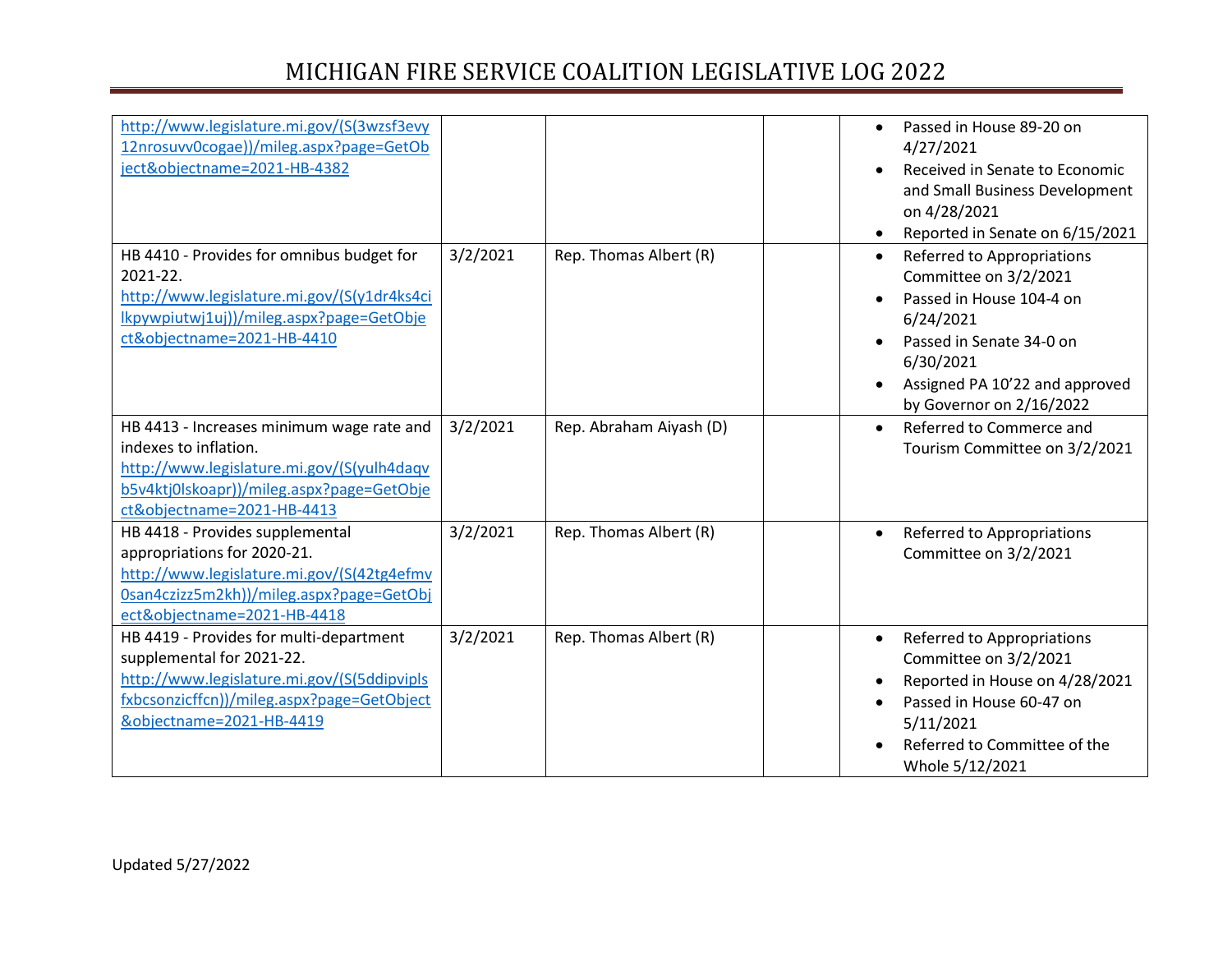| | | | | |
|---|---|---|---|---|
| http://www.legislature.mi.gov/(S(3wzsf3evy12nrosuvv0cogae))/mileg.aspx?page=GetObject&objectname=2021-HB-4382 | | | | • Passed in House 89-20 on 4/27/2021<br>• Received in Senate to Economic and Small Business Development on 4/28/2021<br>• Reported in Senate on 6/15/2021 |
| HB 4410 - Provides for omnibus budget for 2021-22. http://www.legislature.mi.gov/(S(y1dr4ks4cilkpywpiutwj1uj))/mileg.aspx?page=GetObject&objectname=2021-HB-4410 | 3/2/2021 | Rep. Thomas Albert (R) | | • Referred to Appropriations Committee on 3/2/2021<br>• Passed in House 104-4 on 6/24/2021<br>• Passed in Senate 34-0 on 6/30/2021<br>• Assigned PA 10'22 and approved by Governor on 2/16/2022 |
| HB 4413 - Increases minimum wage rate and indexes to inflation. http://www.legislature.mi.gov/(S(yulh4daqvb5v4ktj0lskoapr))/mileg.aspx?page=GetObject&objectname=2021-HB-4413 | 3/2/2021 | Rep. Abraham Aiyash (D) | | • Referred to Commerce and Tourism Committee on 3/2/2021 |
| HB 4418 - Provides supplemental appropriations for 2020-21. http://www.legislature.mi.gov/(S(42tg4efmv0san4czizz5m2kh))/mileg.aspx?page=GetObject&objectname=2021-HB-4418 | 3/2/2021 | Rep. Thomas Albert (R) | | • Referred to Appropriations Committee on 3/2/2021 |
| HB 4419 - Provides for multi-department supplemental for 2021-22. http://www.legislature.mi.gov/(S(5ddipviplsfxbcsonzicffcn))/mileg.aspx?page=GetObject&objectname=2021-HB-4419 | 3/2/2021 | Rep. Thomas Albert (R) | | • Referred to Appropriations Committee on 3/2/2021<br>• Reported in House on 4/28/2021<br>• Passed in House 60-47 on 5/11/2021<br>• Referred to Committee of the Whole 5/12/2021 |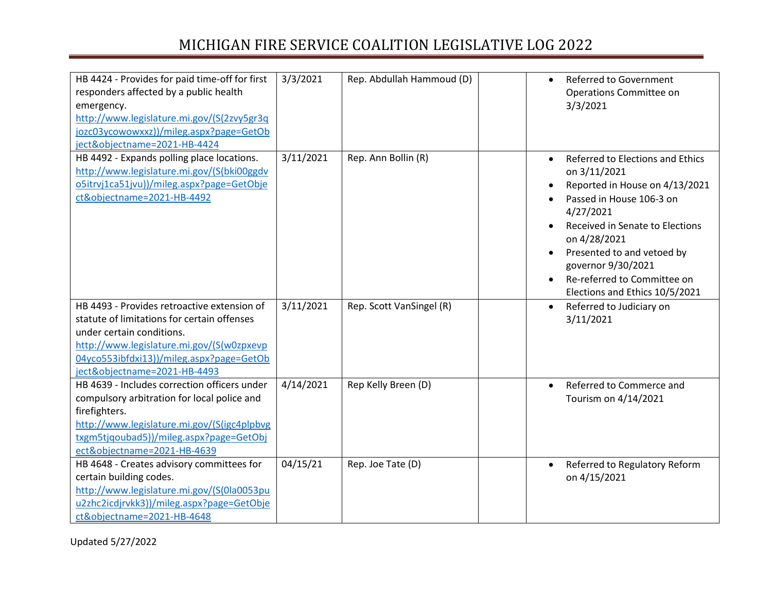# MICHIGAN FIRE SERVICE COALITION LEGISLATIVE LOG 2022

| | | | | |
|---|---|---|---|---|
| HB 4424 - Provides for paid time-off for first responders affected by a public health emergency. http://www.legislature.mi.gov/(S(2zvy5gr3qjozc03ycowowxxz))/mileg.aspx?page=GetObject&objectname=2021-HB-4424 | 3/3/2021 | Rep. Abdullah Hammoud (D) | | • Referred to Government Operations Committee on 3/3/2021 |
| HB 4492 - Expands polling place locations. http://www.legislature.mi.gov/(S(bki00ggdvo5itrvj1ca51jvu))/mileg.aspx?page=GetObject&objectname=2021-HB-4492 | 3/11/2021 | Rep. Ann Bollin (R) | | • Referred to Elections and Ethics on 3/11/2021<br>• Reported in House on 4/13/2021<br>• Passed in House 106-3 on 4/27/2021<br>• Received in Senate to Elections on 4/28/2021<br>• Presented to and vetoed by governor 9/30/2021<br>• Re-referred to Committee on Elections and Ethics 10/5/2021 |
| HB 4493 - Provides retroactive extension of statute of limitations for certain offenses under certain conditions. http://www.legislature.mi.gov/(S(w0zpxevp04yco553ibfdxi13))/mileg.aspx?page=GetObject&objectname=2021-HB-4493 | 3/11/2021 | Rep. Scott VanSingel (R) | | • Referred to Judiciary on 3/11/2021 |
| HB 4639 - Includes correction officers under compulsory arbitration for local police and firefighters. http://www.legislature.mi.gov/(S(igc4plpbvgtxgm5tjqoubad5))/mileg.aspx?page=GetObject&objectname=2021-HB-4639 | 4/14/2021 | Rep Kelly Breen (D) | | • Referred to Commerce and Tourism on 4/14/2021 |
| HB 4648 - Creates advisory committees for certain building codes. http://www.legislature.mi.gov/(S(0la0053puu2zhc2icdjrvkk3))/mileg.aspx?page=GetObject&objectname=2021-HB-4648 | 04/15/21 | Rep. Joe Tate (D) | | • Referred to Regulatory Reform on 4/15/2021 |

Updated 5/27/2022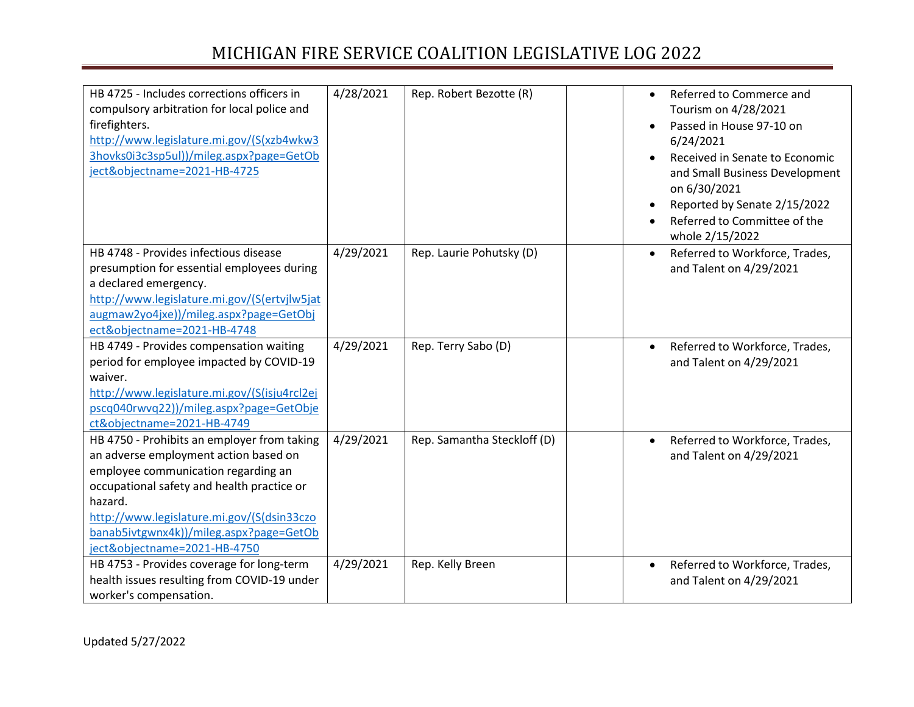| | | | | |
|---|---|---|---|---|
| HB 4725 - Includes corrections officers in compulsory arbitration for local police and firefighters. http://www.legislature.mi.gov/(S(xzb4wkw33hovks0i3c3sp5ul))/mileg.aspx?page=GetObject&objectname=2021-HB-4725 | 4/28/2021 | Rep. Robert Bezotte (R) | | • Referred to Commerce and Tourism on 4/28/2021<br>• Passed in House 97-10 on 6/24/2021<br>• Received in Senate to Economic and Small Business Development on 6/30/2021<br>• Reported by Senate 2/15/2022<br>• Referred to Committee of the whole 2/15/2022 |
| HB 4748 - Provides infectious disease presumption for essential employees during a declared emergency. http://www.legislature.mi.gov/(S(ertvjlw5jataugmaw2yo4jxe))/mileg.aspx?page=GetObject&objectname=2021-HB-4748 | 4/29/2021 | Rep. Laurie Pohutsky (D) | | • Referred to Workforce, Trades, and Talent on 4/29/2021 |
| HB 4749 - Provides compensation waiting period for employee impacted by COVID-19 waiver. http://www.legislature.mi.gov/(S(isju4rcl2ejpscq040rwvq22))/mileg.aspx?page=GetObject&objectname=2021-HB-4749 | 4/29/2021 | Rep. Terry Sabo (D) | | • Referred to Workforce, Trades, and Talent on 4/29/2021 |
| HB 4750 - Prohibits an employer from taking an adverse employment action based on employee communication regarding an occupational safety and health practice or hazard. http://www.legislature.mi.gov/(S(dsin33czobanab5ivtgwnx4k))/mileg.aspx?page=GetObject&objectname=2021-HB-4750 | 4/29/2021 | Rep. Samantha Steckloff (D) | | • Referred to Workforce, Trades, and Talent on 4/29/2021 |
| HB 4753 - Provides coverage for long-term health issues resulting from COVID-19 under worker's compensation. | 4/29/2021 | Rep. Kelly Breen | | • Referred to Workforce, Trades, and Talent on 4/29/2021 |

Updated 5/27/2022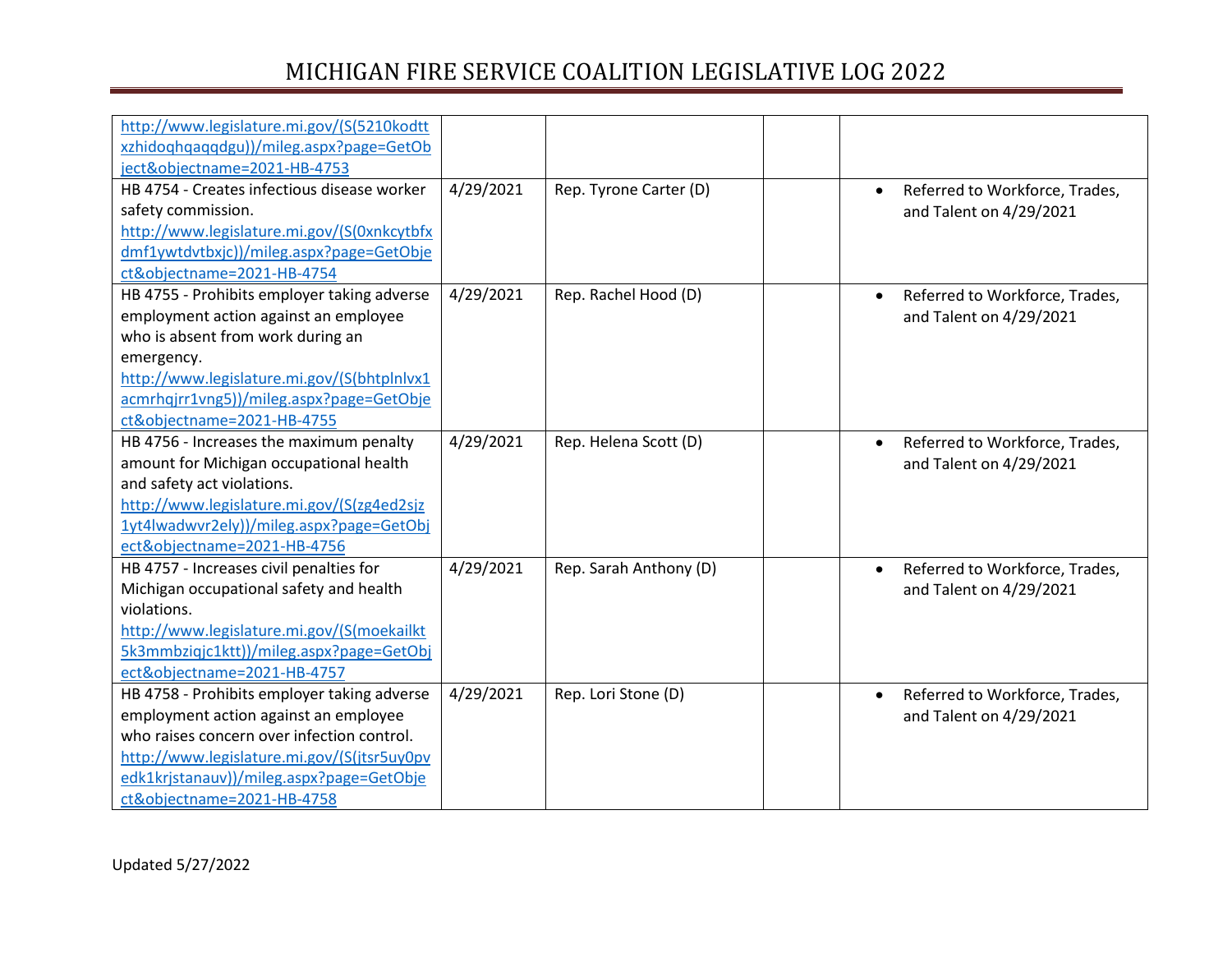| | | | | |
|---|---|---|---|---|
| http://www.legislature.mi.gov/(S(5210kodttxzhidoqhqaqqdgu))/mileg.aspx?page=GetObject&objectname=2021-HB-4753 | | | | |
| HB 4754 - Creates infectious disease worker safety commission. http://www.legislature.mi.gov/(S(0xnkcytbfxdmf1ywtdvtbxjc))/mileg.aspx?page=GetObject&objectname=2021-HB-4754 | 4/29/2021 | Rep. Tyrone Carter (D) | | • Referred to Workforce, Trades, and Talent on 4/29/2021 |
| HB 4755 - Prohibits employer taking adverse employment action against an employee who is absent from work during an emergency. http://www.legislature.mi.gov/(S(bhtplnlvx1acmrhqjrr1vng5))/mileg.aspx?page=GetObject&objectname=2021-HB-4755 | 4/29/2021 | Rep. Rachel Hood (D) | | • Referred to Workforce, Trades, and Talent on 4/29/2021 |
| HB 4756 - Increases the maximum penalty amount for Michigan occupational health and safety act violations. http://www.legislature.mi.gov/(S(zg4ed2sjz1yt4lwadwvr2ely))/mileg.aspx?page=GetObject&objectname=2021-HB-4756 | 4/29/2021 | Rep. Helena Scott (D) | | • Referred to Workforce, Trades, and Talent on 4/29/2021 |
| HB 4757 - Increases civil penalties for Michigan occupational safety and health violations. http://www.legislature.mi.gov/(S(moekailkt5k3mmbziqjc1ktt))/mileg.aspx?page=GetObject&objectname=2021-HB-4757 | 4/29/2021 | Rep. Sarah Anthony (D) | | • Referred to Workforce, Trades, and Talent on 4/29/2021 |
| HB 4758 - Prohibits employer taking adverse employment action against an employee who raises concern over infection control. http://www.legislature.mi.gov/(S(jtsr5uy0pvedk1krjstanauv))/mileg.aspx?page=GetObject&objectname=2021-HB-4758 | 4/29/2021 | Rep. Lori Stone (D) | | • Referred to Workforce, Trades, and Talent on 4/29/2021 |

Updated 5/27/2022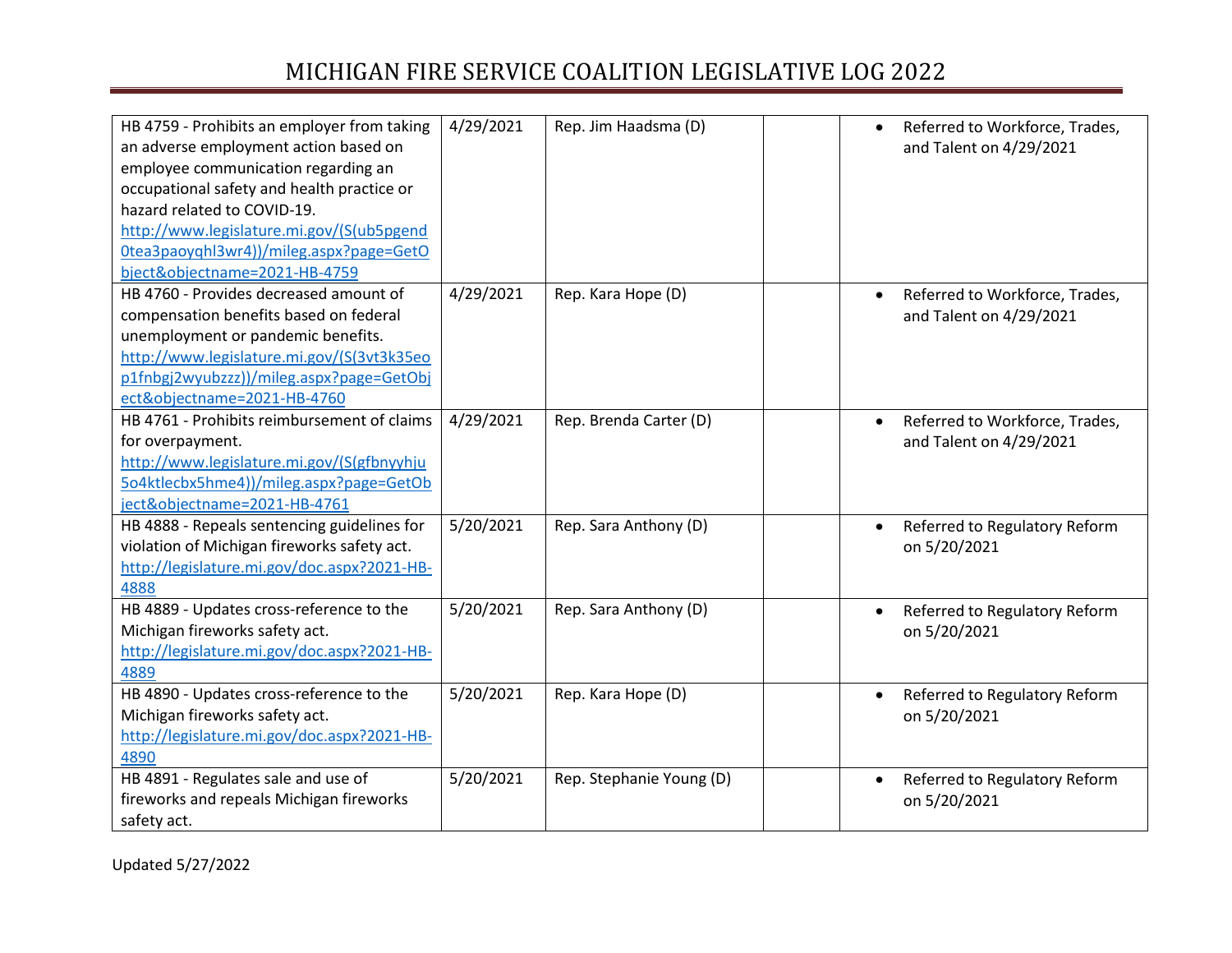# MICHIGAN FIRE SERVICE COALITION LEGISLATIVE LOG 2022

| | | | | |
|---|---|---|---|---|
| HB 4759 - Prohibits an employer from taking an adverse employment action based on employee communication regarding an occupational safety and health practice or hazard related to COVID-19. http://www.legislature.mi.gov/(S(ub5pgend0tea3paoyqhl3wr4))/mileg.aspx?page=GetObject&objectname=2021-HB-4759 | 4/29/2021 | Rep. Jim Haadsma (D) | | • Referred to Workforce, Trades, and Talent on 4/29/2021 |
| HB 4760 - Provides decreased amount of compensation benefits based on federal unemployment or pandemic benefits. http://www.legislature.mi.gov/(S(3vt3k35eop1fnbgj2wyubzzz))/mileg.aspx?page=GetObject&objectname=2021-HB-4760 | 4/29/2021 | Rep. Kara Hope (D) | | • Referred to Workforce, Trades, and Talent on 4/29/2021 |
| HB 4761 - Prohibits reimbursement of claims for overpayment. http://www.legislature.mi.gov/(S(gfbnyyhju5o4ktlecbx5hme4))/mileg.aspx?page=GetObject&objectname=2021-HB-4761 | 4/29/2021 | Rep. Brenda Carter (D) | | • Referred to Workforce, Trades, and Talent on 4/29/2021 |
| HB 4888 - Repeals sentencing guidelines for violation of Michigan fireworks safety act. http://legislature.mi.gov/doc.aspx?2021-HB-4888 | 5/20/2021 | Rep. Sara Anthony (D) | | • Referred to Regulatory Reform on 5/20/2021 |
| HB 4889 - Updates cross-reference to the Michigan fireworks safety act. http://legislature.mi.gov/doc.aspx?2021-HB-4889 | 5/20/2021 | Rep. Sara Anthony (D) | | • Referred to Regulatory Reform on 5/20/2021 |
| HB 4890 - Updates cross-reference to the Michigan fireworks safety act. http://legislature.mi.gov/doc.aspx?2021-HB-4890 | 5/20/2021 | Rep. Kara Hope (D) | | • Referred to Regulatory Reform on 5/20/2021 |
| HB 4891 - Regulates sale and use of fireworks and repeals Michigan fireworks safety act. | 5/20/2021 | Rep. Stephanie Young (D) | | • Referred to Regulatory Reform on 5/20/2021 |

Updated 5/27/2022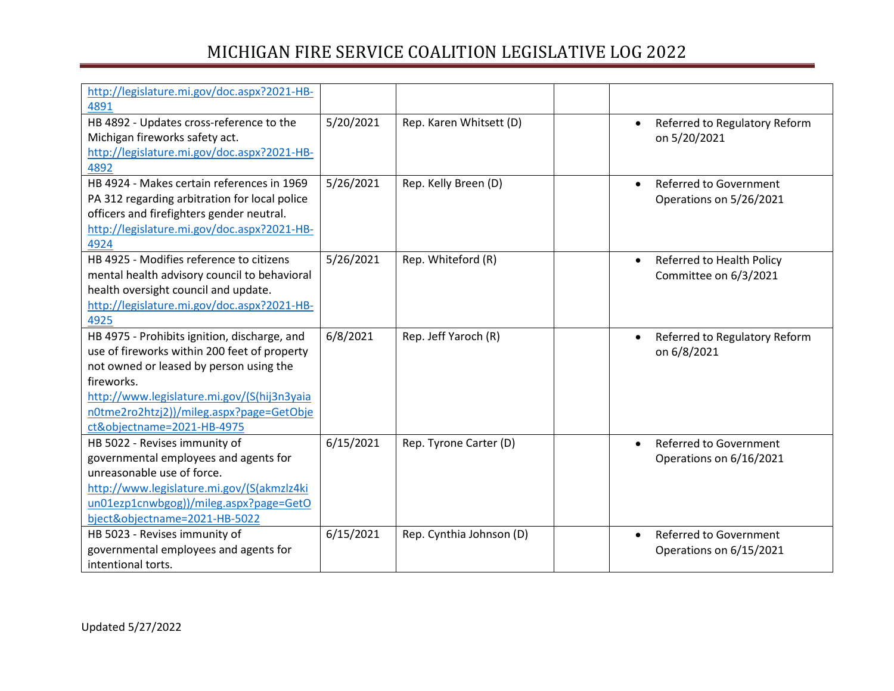| | | | | |
|---|---|---|---|---|
| http://legislature.mi.gov/doc.aspx?2021-HB-4891 | | | | |
| HB 4892 - Updates cross-reference to the Michigan fireworks safety act. http://legislature.mi.gov/doc.aspx?2021-HB-4892 | 5/20/2021 | Rep. Karen Whitsett (D) | | • Referred to Regulatory Reform on 5/20/2021 |
| HB 4924 - Makes certain references in 1969 PA 312 regarding arbitration for local police officers and firefighters gender neutral. http://legislature.mi.gov/doc.aspx?2021-HB-4924 | 5/26/2021 | Rep. Kelly Breen (D) | | • Referred to Government Operations on 5/26/2021 |
| HB 4925 - Modifies reference to citizens mental health advisory council to behavioral health oversight council and update. http://legislature.mi.gov/doc.aspx?2021-HB-4925 | 5/26/2021 | Rep. Whiteford (R) | | • Referred to Health Policy Committee on 6/3/2021 |
| HB 4975 - Prohibits ignition, discharge, and use of fireworks within 200 feet of property not owned or leased by person using the fireworks. http://www.legislature.mi.gov/(S(hij3n3yaian0tme2ro2htzj2))/mileg.aspx?page=GetObject&objectname=2021-HB-4975 | 6/8/2021 | Rep. Jeff Yaroch (R) | | • Referred to Regulatory Reform on 6/8/2021 |
| HB 5022 - Revises immunity of governmental employees and agents for unreasonable use of force. http://www.legislature.mi.gov/(S(akmzlz4kiun01ezp1cnwbgog))/mileg.aspx?page=GetObject&objectname=2021-HB-5022 | 6/15/2021 | Rep. Tyrone Carter (D) | | • Referred to Government Operations on 6/16/2021 |
| HB 5023 - Revises immunity of governmental employees and agents for intentional torts. | 6/15/2021 | Rep. Cynthia Johnson (D) | | • Referred to Government Operations on 6/15/2021 |

Updated 5/27/2022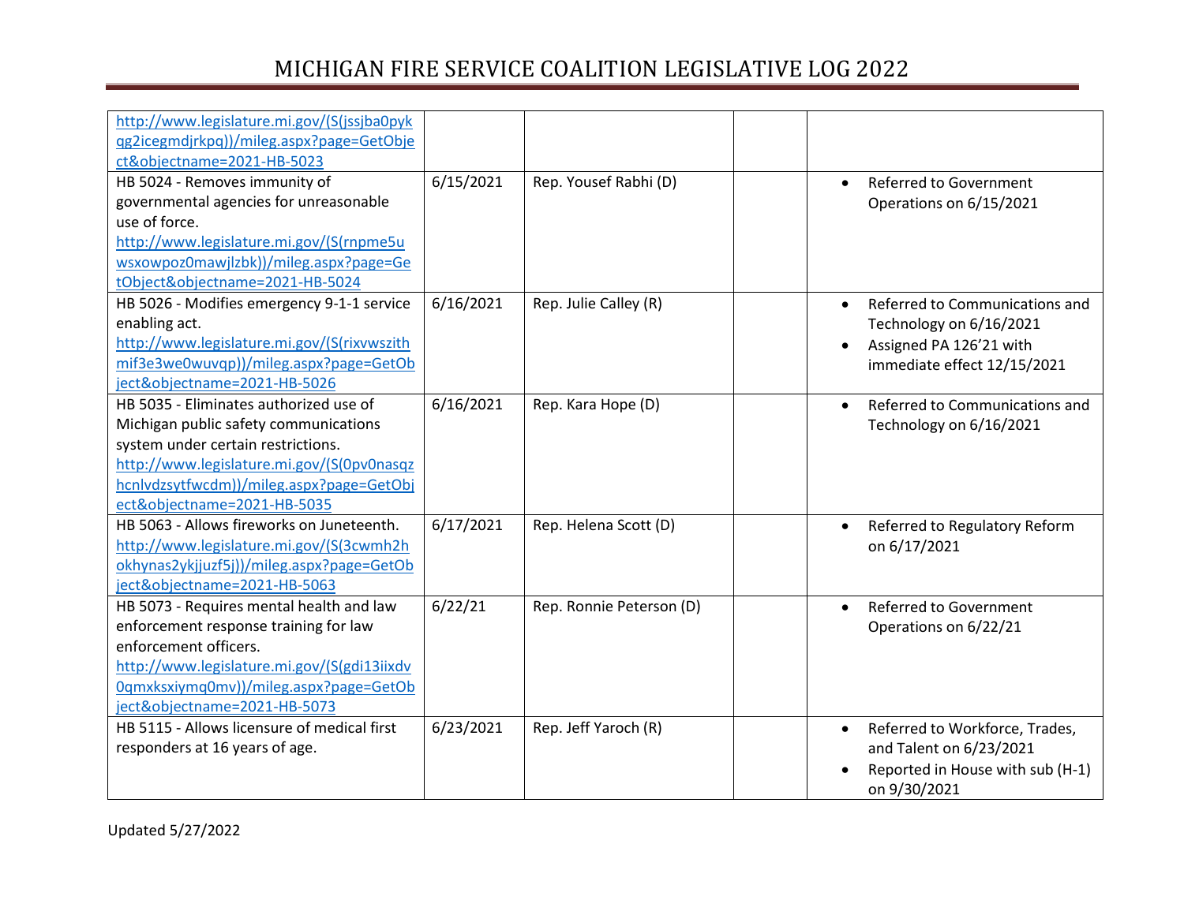| | | | | |
|---|---|---|---|---|
| http://www.legislature.mi.gov/(S(jssjba0pykqg2icegmdjrkpq))/mileg.aspx?page=GetObject&objectname=2021-HB-5023 | | | | |
| HB 5024 - Removes immunity of governmental agencies for unreasonable use of force. http://www.legislature.mi.gov/(S(rnpme5uwsxowpoz0mawjlzbk))/mileg.aspx?page=GetObject&objectname=2021-HB-5024 | 6/15/2021 | Rep. Yousef Rabhi (D) | | • Referred to Government Operations on 6/15/2021 |
| HB 5026 - Modifies emergency 9-1-1 service enabling act. http://www.legislature.mi.gov/(S(rixvwszithmif3e3we0wuvqp))/mileg.aspx?page=GetObject&objectname=2021-HB-5026 | 6/16/2021 | Rep. Julie Calley (R) | | • Referred to Communications and Technology on 6/16/2021<br>• Assigned PA 126'21 with immediate effect 12/15/2021 |
| HB 5035 - Eliminates authorized use of Michigan public safety communications system under certain restrictions. http://www.legislature.mi.gov/(S(0pv0nasqzhcnlvdzsytfwcdm))/mileg.aspx?page=GetObject&objectname=2021-HB-5035 | 6/16/2021 | Rep. Kara Hope (D) | | • Referred to Communications and Technology on 6/16/2021 |
| HB 5063 - Allows fireworks on Juneteenth. http://www.legislature.mi.gov/(S(3cwmh2hokhynas2ykjjuzf5j))/mileg.aspx?page=GetObject&objectname=2021-HB-5063 | 6/17/2021 | Rep. Helena Scott (D) | | • Referred to Regulatory Reform on 6/17/2021 |
| HB 5073 - Requires mental health and law enforcement response training for law enforcement officers. http://www.legislature.mi.gov/(S(gdi13iixdv0qmxksxiymq0mv))/mileg.aspx?page=GetObject&objectname=2021-HB-5073 | 6/22/21 | Rep. Ronnie Peterson (D) | | • Referred to Government Operations on 6/22/21 |
| HB 5115 - Allows licensure of medical first responders at 16 years of age. | 6/23/2021 | Rep. Jeff Yaroch (R) | | • Referred to Workforce, Trades, and Talent on 6/23/2021<br>• Reported in House with sub (H-1) on 9/30/2021 |

Updated 5/27/2022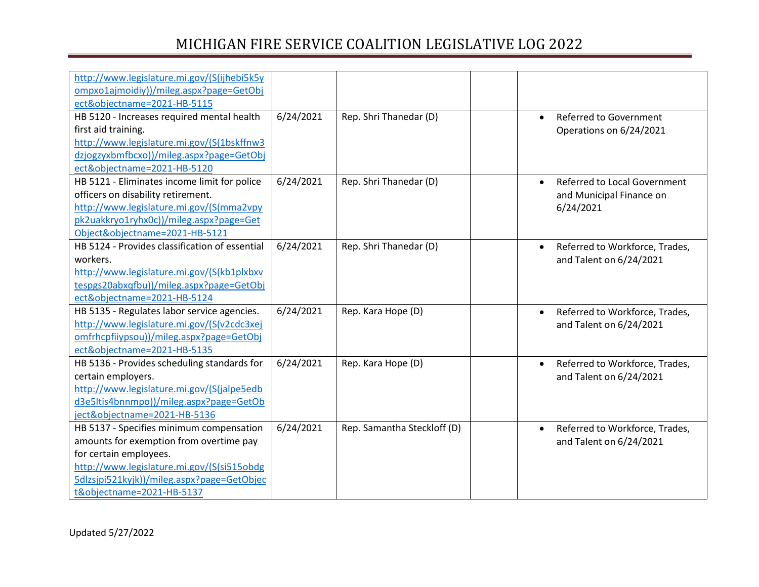| | | | | |
|---|---|---|---|---|
| http://www.legislature.mi.gov/(S(ijhebi5k5yompxo1ajmoidiy))/mileg.aspx?page=GetObject&objectname=2021-HB-5115 | | | | |
| HB 5120 - Increases required mental health first aid training. http://www.legislature.mi.gov/(S(1bskffnw3dzjogzyxbmfbcxo))/mileg.aspx?page=GetObject&objectname=2021-HB-5120 | 6/24/2021 | Rep. Shri Thanedar (D) | | • Referred to Government Operations on 6/24/2021 |
| HB 5121 - Eliminates income limit for police officers on disability retirement. http://www.legislature.mi.gov/(S(mma2vpypk2uakkryo1ryhx0c))/mileg.aspx?page=GetObject&objectname=2021-HB-5121 | 6/24/2021 | Rep. Shri Thanedar (D) | | • Referred to Local Government and Municipal Finance on 6/24/2021 |
| HB 5124 - Provides classification of essential workers. http://www.legislature.mi.gov/(S(kb1plxbxvtespgs20abxqfbu))/mileg.aspx?page=GetObject&objectname=2021-HB-5124 | 6/24/2021 | Rep. Shri Thanedar (D) | | • Referred to Workforce, Trades, and Talent on 6/24/2021 |
| HB 5135 - Regulates labor service agencies. http://www.legislature.mi.gov/(S(v2cdc3xejomfrhcpfiiypsou))/mileg.aspx?page=GetObject&objectname=2021-HB-5135 | 6/24/2021 | Rep. Kara Hope (D) | | • Referred to Workforce, Trades, and Talent on 6/24/2021 |
| HB 5136 - Provides scheduling standards for certain employers. http://www.legislature.mi.gov/(S(jalpe5edbd3e5ltis4bnnmpo))/mileg.aspx?page=GetObject&objectname=2021-HB-5136 | 6/24/2021 | Rep. Kara Hope (D) | | • Referred to Workforce, Trades, and Talent on 6/24/2021 |
| HB 5137 - Specifies minimum compensation amounts for exemption from overtime pay for certain employees. http://www.legislature.mi.gov/(S(si515obdg5dlzsjpi521kyjk))/mileg.aspx?page=GetObject&objectname=2021-HB-5137 | 6/24/2021 | Rep. Samantha Steckloff (D) | | • Referred to Workforce, Trades, and Talent on 6/24/2021 |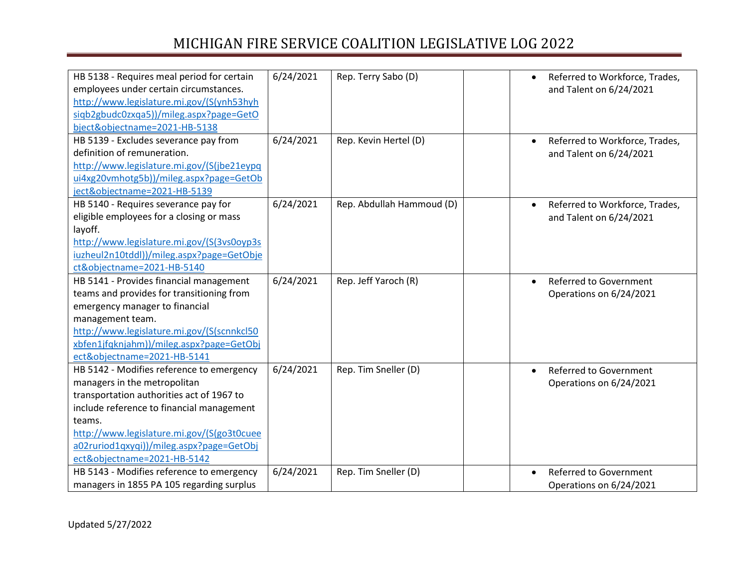| | | | | |
|---|---|---|---|---|
| HB 5138 - Requires meal period for certain employees under certain circumstances. http://www.legislature.mi.gov/(S(ynh53hyhsiqb2gbudc0zxqa5))/mileg.aspx?page=GetObject&objectname=2021-HB-5138 | 6/24/2021 | Rep. Terry Sabo (D) | | • Referred to Workforce, Trades, and Talent on 6/24/2021 |
| HB 5139 - Excludes severance pay from definition of remuneration. http://www.legislature.mi.gov/(S(jbe21eypqui4xg20vmhotg5b))/mileg.aspx?page=GetObject&objectname=2021-HB-5139 | 6/24/2021 | Rep. Kevin Hertel (D) | | • Referred to Workforce, Trades, and Talent on 6/24/2021 |
| HB 5140 - Requires severance pay for eligible employees for a closing or mass layoff. http://www.legislature.mi.gov/(S(3vs0oyp3siuzheul2n10tddl))/mileg.aspx?page=GetObject&objectname=2021-HB-5140 | 6/24/2021 | Rep. Abdullah Hammoud (D) | | • Referred to Workforce, Trades, and Talent on 6/24/2021 |
| HB 5141 - Provides financial management teams and provides for transitioning from emergency manager to financial management team. http://www.legislature.mi.gov/(S(scnnkcl50xbfen1jfqknjahm))/mileg.aspx?page=GetObject&objectname=2021-HB-5141 | 6/24/2021 | Rep. Jeff Yaroch (R) | | • Referred to Government Operations on 6/24/2021 |
| HB 5142 - Modifies reference to emergency managers in the metropolitan transportation authorities act of 1967 to include reference to financial management teams. http://www.legislature.mi.gov/(S(go3t0cueea02ruriod1qxyqi))/mileg.aspx?page=GetObject&objectname=2021-HB-5142 | 6/24/2021 | Rep. Tim Sneller (D) | | • Referred to Government Operations on 6/24/2021 |
| HB 5143 - Modifies reference to emergency managers in 1855 PA 105 regarding surplus | 6/24/2021 | Rep. Tim Sneller (D) | | • Referred to Government Operations on 6/24/2021 |

Updated 5/27/2022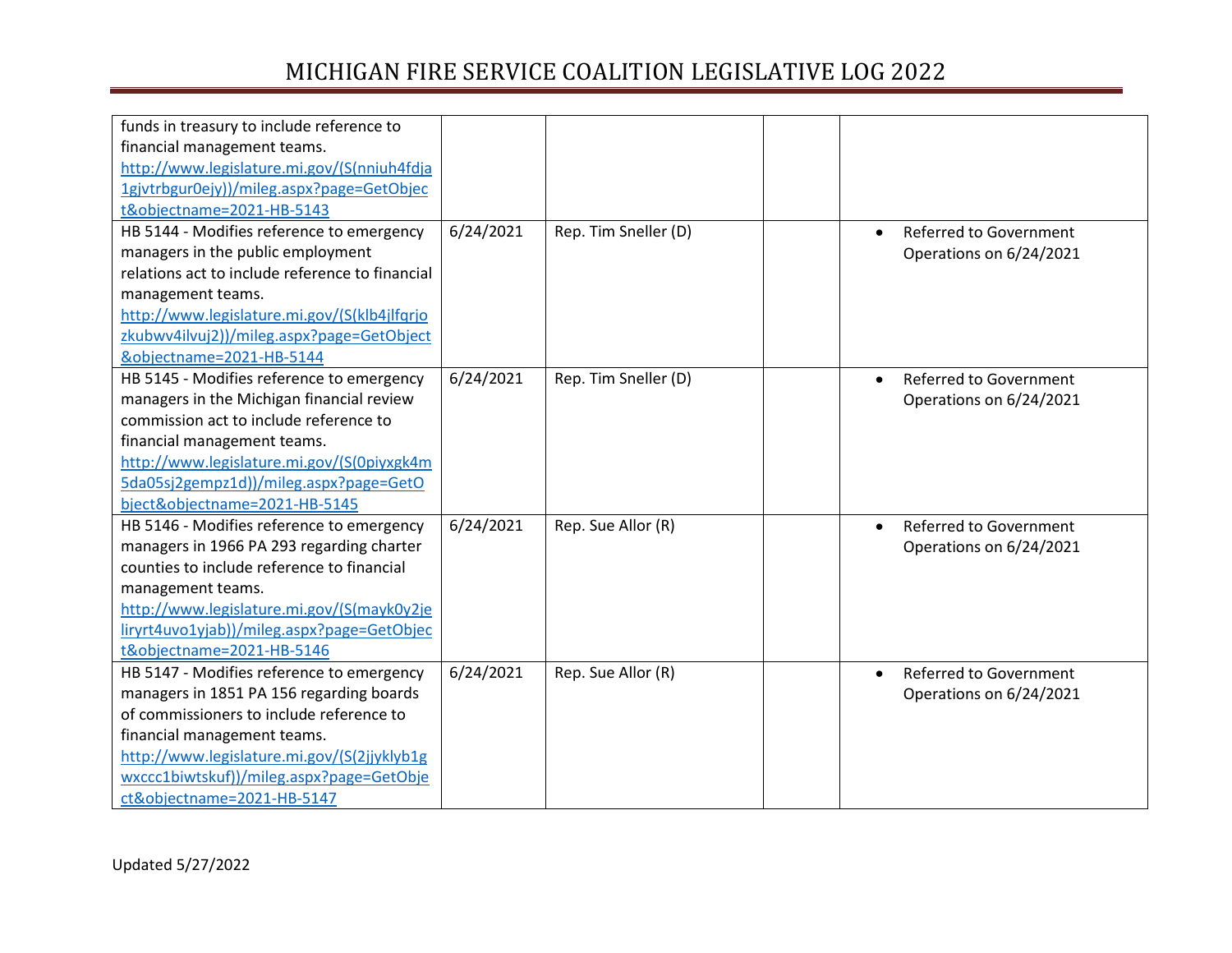| | | | | |
|---|---|---|---|---|
| funds in treasury to include reference to financial management teams. http://www.legislature.mi.gov/(S(nniuh4fdja1gjvtrbgur0ejy))/mileg.aspx?page=GetObject&objectname=2021-HB-5143 | | | | |
| HB 5144 - Modifies reference to emergency managers in the public employment relations act to include reference to financial management teams. http://www.legislature.mi.gov/(S(klb4jlfqrjozkubwv4ilvuj2))/mileg.aspx?page=GetObject&objectname=2021-HB-5144 | 6/24/2021 | Rep. Tim Sneller (D) | | • Referred to Government Operations on 6/24/2021 |
| HB 5145 - Modifies reference to emergency managers in the Michigan financial review commission act to include reference to financial management teams. http://www.legislature.mi.gov/(S(0piyxgk4m5da05sj2gempz1d))/mileg.aspx?page=GetObject&objectname=2021-HB-5145 | 6/24/2021 | Rep. Tim Sneller (D) | | • Referred to Government Operations on 6/24/2021 |
| HB 5146 - Modifies reference to emergency managers in 1966 PA 293 regarding charter counties to include reference to financial management teams. http://www.legislature.mi.gov/(S(mayk0y2jeliryrt4uvo1yjab))/mileg.aspx?page=GetObject&objectname=2021-HB-5146 | 6/24/2021 | Rep. Sue Allor (R) | | • Referred to Government Operations on 6/24/2021 |
| HB 5147 - Modifies reference to emergency managers in 1851 PA 156 regarding boards of commissioners to include reference to financial management teams. http://www.legislature.mi.gov/(S(2jjyklyb1gwxccc1biwtskuf))/mileg.aspx?page=GetObject&objectname=2021-HB-5147 | 6/24/2021 | Rep. Sue Allor (R) | | • Referred to Government Operations on 6/24/2021 |

Updated 5/27/2022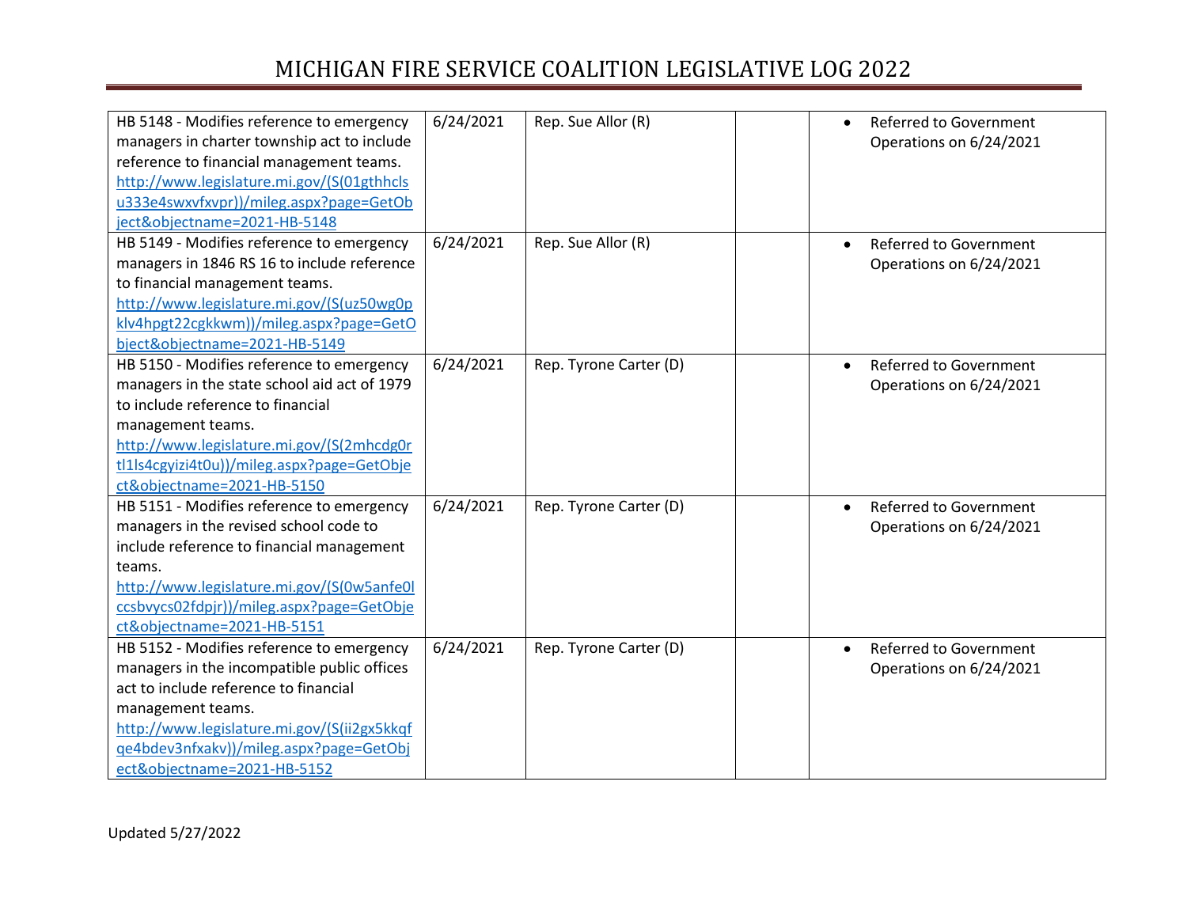| | | | | |
|---|---|---|---|---|
| HB 5148 - Modifies reference to emergency managers in charter township act to include reference to financial management teams. http://www.legislature.mi.gov/(S(01gthhclsu333e4swxvfxvpr))/mileg.aspx?page=GetObject&objectname=2021-HB-5148 | 6/24/2021 | Rep. Sue Allor (R) | | • Referred to Government Operations on 6/24/2021 |
| HB 5149 - Modifies reference to emergency managers in 1846 RS 16 to include reference to financial management teams. http://www.legislature.mi.gov/(S(uz50wg0pklv4hpgt22cgkkwm))/mileg.aspx?page=GetObject&objectname=2021-HB-5149 | 6/24/2021 | Rep. Sue Allor (R) | | • Referred to Government Operations on 6/24/2021 |
| HB 5150 - Modifies reference to emergency managers in the state school aid act of 1979 to include reference to financial management teams. http://www.legislature.mi.gov/(S(2mhcdg0rtl1ls4cgyizi4t0u))/mileg.aspx?page=GetObject&objectname=2021-HB-5150 | 6/24/2021 | Rep. Tyrone Carter (D) | | • Referred to Government Operations on 6/24/2021 |
| HB 5151 - Modifies reference to emergency managers in the revised school code to include reference to financial management teams. http://www.legislature.mi.gov/(S(0w5anfe0lccsbvycs02fdpjr))/mileg.aspx?page=GetObject&objectname=2021-HB-5151 | 6/24/2021 | Rep. Tyrone Carter (D) | | • Referred to Government Operations on 6/24/2021 |
| HB 5152 - Modifies reference to emergency managers in the incompatible public offices act to include reference to financial management teams. http://www.legislature.mi.gov/(S(ii2gx5kkqfqe4bdev3nfxakv))/mileg.aspx?page=GetObject&objectname=2021-HB-5152 | 6/24/2021 | Rep. Tyrone Carter (D) | | • Referred to Government Operations on 6/24/2021 |

Updated 5/27/2022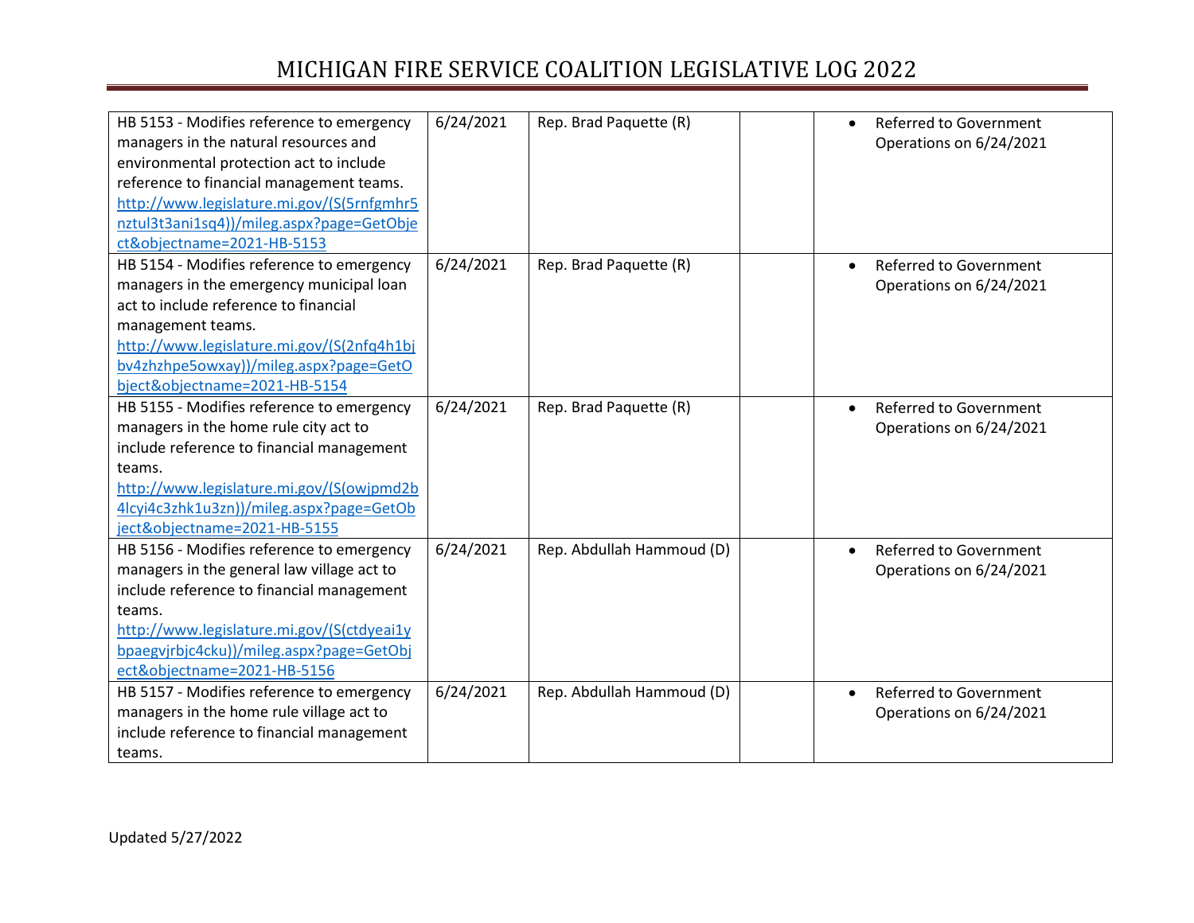| | | | | |
|---|---|---|---|---|
| HB 5153 - Modifies reference to emergency managers in the natural resources and environmental protection act to include reference to financial management teams. http://www.legislature.mi.gov/(S(5rnfgmhr5nztul3t3ani1sq4))/mileg.aspx?page=GetObject&objectname=2021-HB-5153 | 6/24/2021 | Rep. Brad Paquette (R) | | • Referred to Government Operations on 6/24/2021 |
| HB 5154 - Modifies reference to emergency managers in the emergency municipal loan act to include reference to financial management teams. http://www.legislature.mi.gov/(S(2nfq4h1bjbv4zhzhpe5owxay))/mileg.aspx?page=GetObject&objectname=2021-HB-5154 | 6/24/2021 | Rep. Brad Paquette (R) | | • Referred to Government Operations on 6/24/2021 |
| HB 5155 - Modifies reference to emergency managers in the home rule city act to include reference to financial management teams. http://www.legislature.mi.gov/(S(owjpmd2b4lcyi4c3zhk1u3zn))/mileg.aspx?page=GetObject&objectname=2021-HB-5155 | 6/24/2021 | Rep. Brad Paquette (R) | | • Referred to Government Operations on 6/24/2021 |
| HB 5156 - Modifies reference to emergency managers in the general law village act to include reference to financial management teams. http://www.legislature.mi.gov/(S(ctdyeai1ybpaegvjrbjc4cku))/mileg.aspx?page=GetObject&objectname=2021-HB-5156 | 6/24/2021 | Rep. Abdullah Hammoud (D) | | • Referred to Government Operations on 6/24/2021 |
| HB 5157 - Modifies reference to emergency managers in the home rule village act to include reference to financial management teams. | 6/24/2021 | Rep. Abdullah Hammoud (D) | | • Referred to Government Operations on 6/24/2021 |

Updated 5/27/2022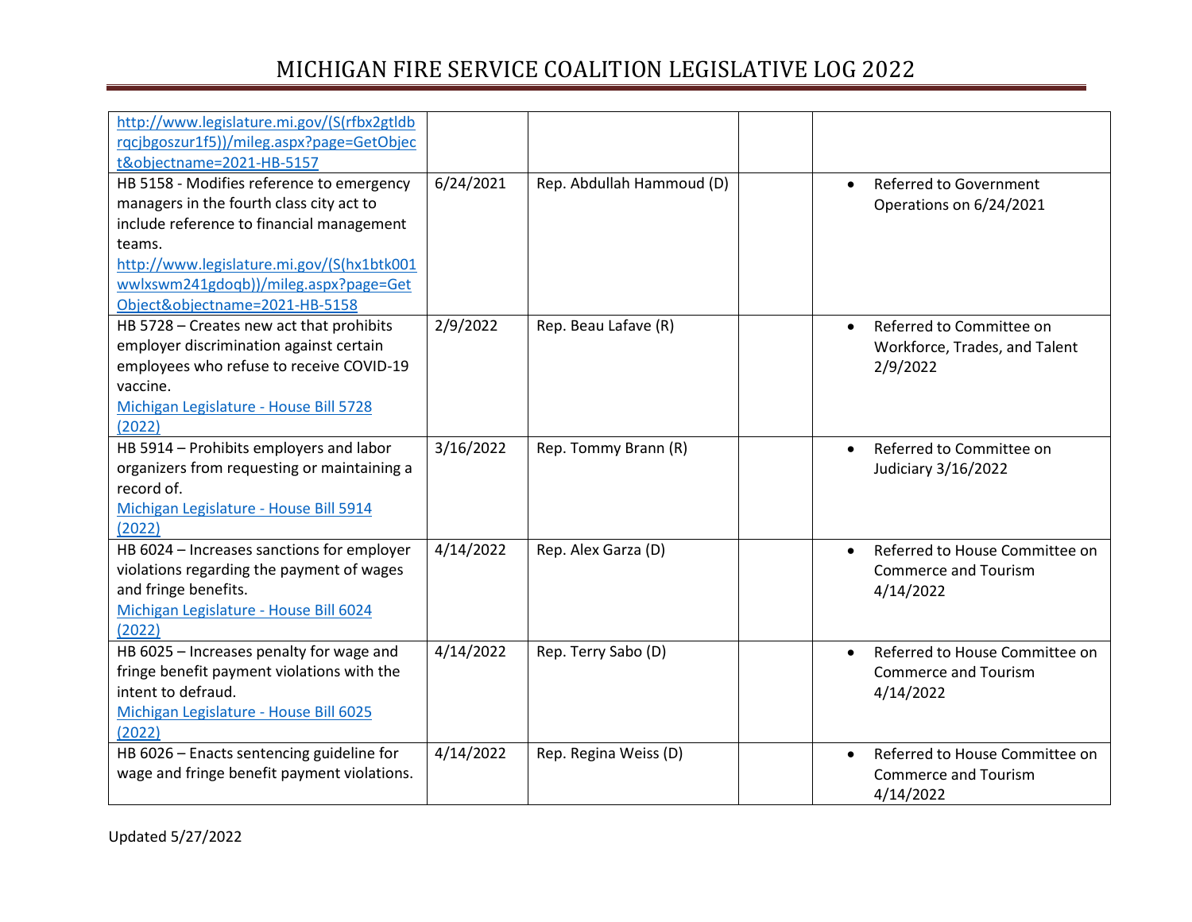| | | | | |
|---|---|---|---|---|
| http://www.legislature.mi.gov/(S(rfbx2gtldbrqcjbgoszur1f5))/mileg.aspx?page=GetObject&objectname=2021-HB-5157 | | | | |
| HB 5158 - Modifies reference to emergency managers in the fourth class city act to include reference to financial management teams. http://www.legislature.mi.gov/(S(hx1btk001wwlxswm241gdoqb))/mileg.aspx?page=GetObject&objectname=2021-HB-5158 | 6/24/2021 | Rep. Abdullah Hammoud (D) | | • Referred to Government Operations on 6/24/2021 |
| HB 5728 – Creates new act that prohibits employer discrimination against certain employees who refuse to receive COVID-19 vaccine. Michigan Legislature - House Bill 5728 (2022) | 2/9/2022 | Rep. Beau Lafave (R) | | • Referred to Committee on Workforce, Trades, and Talent 2/9/2022 |
| HB 5914 – Prohibits employers and labor organizers from requesting or maintaining a record of. Michigan Legislature - House Bill 5914 (2022) | 3/16/2022 | Rep. Tommy Brann (R) | | • Referred to Committee on Judiciary 3/16/2022 |
| HB 6024 – Increases sanctions for employer violations regarding the payment of wages and fringe benefits. Michigan Legislature - House Bill 6024 (2022) | 4/14/2022 | Rep. Alex Garza (D) | | • Referred to House Committee on Commerce and Tourism 4/14/2022 |
| HB 6025 – Increases penalty for wage and fringe benefit payment violations with the intent to defraud. Michigan Legislature - House Bill 6025 (2022) | 4/14/2022 | Rep. Terry Sabo (D) | | • Referred to House Committee on Commerce and Tourism 4/14/2022 |
| HB 6026 – Enacts sentencing guideline for wage and fringe benefit payment violations. | 4/14/2022 | Rep. Regina Weiss (D) | | • Referred to House Committee on Commerce and Tourism 4/14/2022 |

Updated 5/27/2022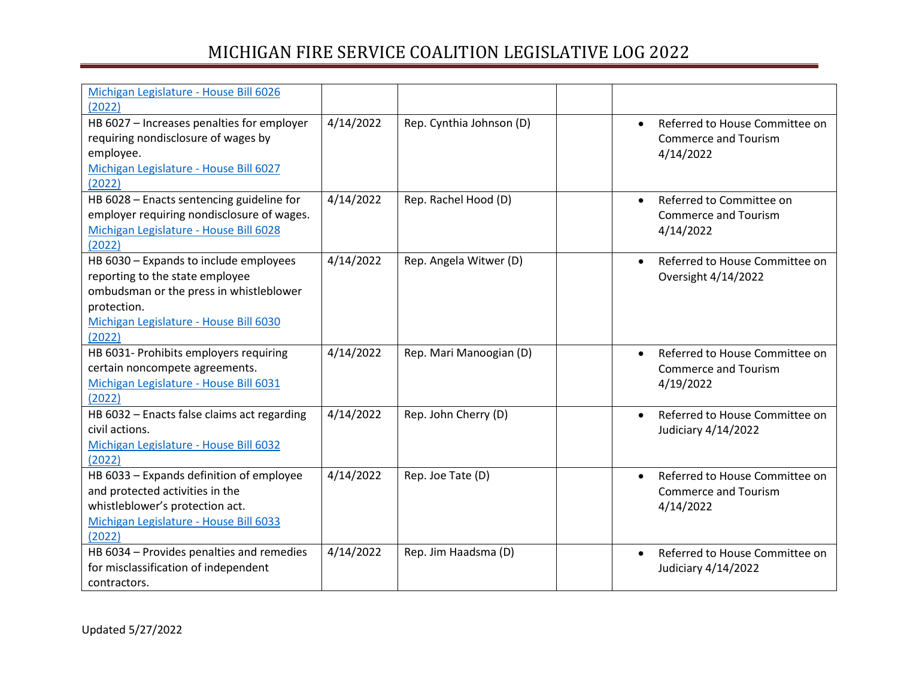| | | | | |
|---|---|---|---|---|
| Michigan Legislature - House Bill 6026 (2022) | | | | |
| HB 6027 – Increases penalties for employer requiring nondisclosure of wages by employee. Michigan Legislature - House Bill 6027 (2022) | 4/14/2022 | Rep. Cynthia Johnson (D) | | • Referred to House Committee on Commerce and Tourism 4/14/2022 |
| HB 6028 – Enacts sentencing guideline for employer requiring nondisclosure of wages. Michigan Legislature - House Bill 6028 (2022) | 4/14/2022 | Rep. Rachel Hood (D) | | • Referred to Committee on Commerce and Tourism 4/14/2022 |
| HB 6030 – Expands to include employees reporting to the state employee ombudsman or the press in whistleblower protection. Michigan Legislature - House Bill 6030 (2022) | 4/14/2022 | Rep. Angela Witwer (D) | | • Referred to House Committee on Oversight 4/14/2022 |
| HB 6031- Prohibits employers requiring certain noncompete agreements. Michigan Legislature - House Bill 6031 (2022) | 4/14/2022 | Rep. Mari Manoogian (D) | | • Referred to House Committee on Commerce and Tourism 4/19/2022 |
| HB 6032 – Enacts false claims act regarding civil actions. Michigan Legislature - House Bill 6032 (2022) | 4/14/2022 | Rep. John Cherry (D) | | • Referred to House Committee on Judiciary 4/14/2022 |
| HB 6033 – Expands definition of employee and protected activities in the whistleblower's protection act. Michigan Legislature - House Bill 6033 (2022) | 4/14/2022 | Rep. Joe Tate (D) | | • Referred to House Committee on Commerce and Tourism 4/14/2022 |
| HB 6034 – Provides penalties and remedies for misclassification of independent contractors. | 4/14/2022 | Rep. Jim Haadsma (D) | | • Referred to House Committee on Judiciary 4/14/2022 |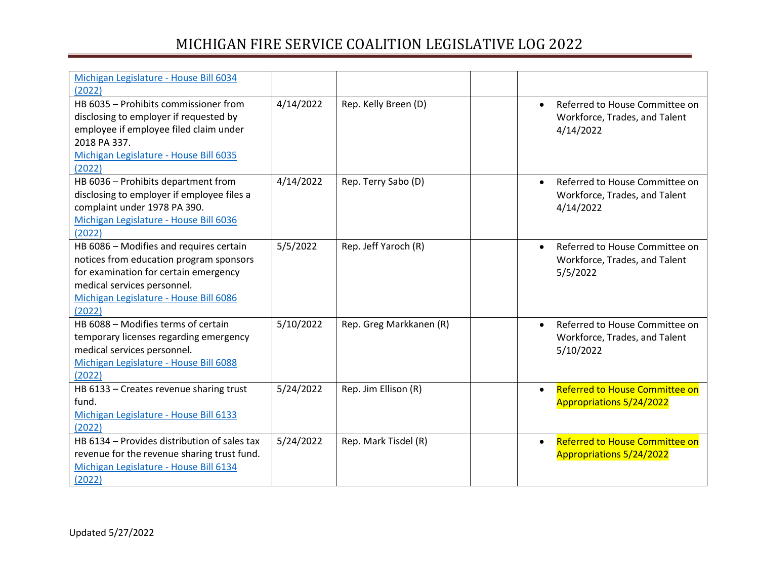| | | | | |
|---|---|---|---|---|
| Michigan Legislature - House Bill 6034 (2022) | | | | |
| HB 6035 – Prohibits commissioner from disclosing to employer if requested by employee if employee filed claim under 2018 PA 337. Michigan Legislature - House Bill 6035 (2022) | 4/14/2022 | Rep. Kelly Breen (D) | | • Referred to House Committee on Workforce, Trades, and Talent 4/14/2022 |
| HB 6036 – Prohibits department from disclosing to employer if employee files a complaint under 1978 PA 390. Michigan Legislature - House Bill 6036 (2022) | 4/14/2022 | Rep. Terry Sabo (D) | | • Referred to House Committee on Workforce, Trades, and Talent 4/14/2022 |
| HB 6086 – Modifies and requires certain notices from education program sponsors for examination for certain emergency medical services personnel. Michigan Legislature - House Bill 6086 (2022) | 5/5/2022 | Rep. Jeff Yaroch (R) | | • Referred to House Committee on Workforce, Trades, and Talent 5/5/2022 |
| HB 6088 – Modifies terms of certain temporary licenses regarding emergency medical services personnel. Michigan Legislature - House Bill 6088 (2022) | 5/10/2022 | Rep. Greg Markkanen (R) | | • Referred to House Committee on Workforce, Trades, and Talent 5/10/2022 |
| HB 6133 – Creates revenue sharing trust fund. Michigan Legislature - House Bill 6133 (2022) | 5/24/2022 | Rep. Jim Ellison (R) | | • Referred to House Committee on Appropriations 5/24/2022 |
| HB 6134 – Provides distribution of sales tax revenue for the revenue sharing trust fund. Michigan Legislature - House Bill 6134 (2022) | 5/24/2022 | Rep. Mark Tisdel (R) | | • Referred to House Committee on Appropriations 5/24/2022 |

Updated 5/27/2022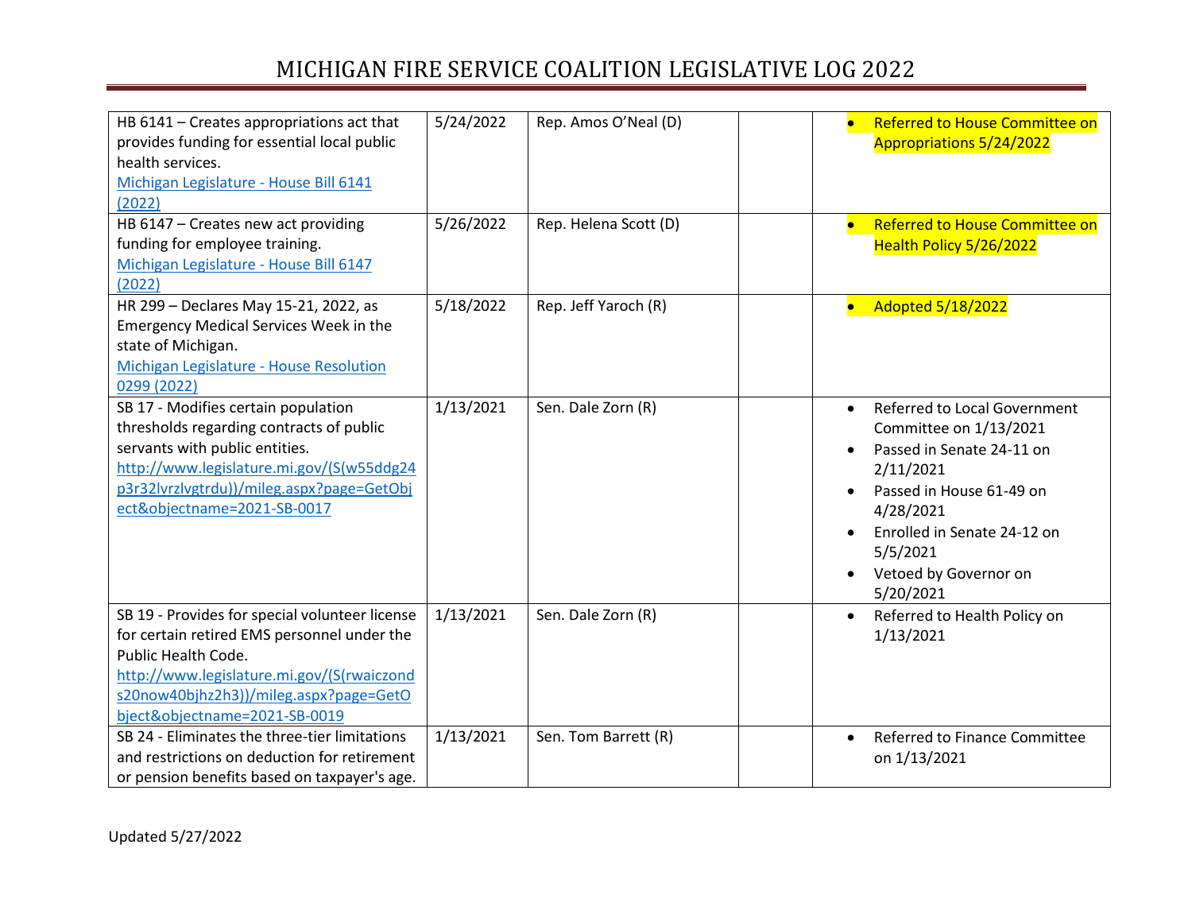| | | | | |
|---|---|---|---|---|
| HB 6141 – Creates appropriations act that provides funding for essential local public health services. [Michigan Legislature - House Bill 6141 (2022)] | 5/24/2022 | Rep. Amos O'Neal (D) | | • Referred to House Committee on Appropriations 5/24/2022 |
| HB 6147 – Creates new act providing funding for employee training. [Michigan Legislature - House Bill 6147 (2022)] | 5/26/2022 | Rep. Helena Scott (D) | | • Referred to House Committee on Health Policy 5/26/2022 |
| HR 299 – Declares May 15-21, 2022, as Emergency Medical Services Week in the state of Michigan. [Michigan Legislature - House Resolution 0299 (2022)] | 5/18/2022 | Rep. Jeff Yaroch (R) | | • Adopted 5/18/2022 |
| SB 17 - Modifies certain population thresholds regarding contracts of public servants with public entities. http://www.legislature.mi.gov/(S(w55ddg24p3r32lvrzlvgtrdu))/mileg.aspx?page=GetObject&objectname=2021-SB-0017 | 1/13/2021 | Sen. Dale Zorn (R) | | • Referred to Local Government Committee on 1/13/2021<br>• Passed in Senate 24-11 on 2/11/2021<br>• Passed in House 61-49 on 4/28/2021<br>• Enrolled in Senate 24-12 on 5/5/2021<br>• Vetoed by Governor on 5/20/2021 |
| SB 19 - Provides for special volunteer license for certain retired EMS personnel under the Public Health Code. http://www.legislature.mi.gov/(S(rwaiczonds20now40bjhz2h3))/mileg.aspx?page=GetObject&objectname=2021-SB-0019 | 1/13/2021 | Sen. Dale Zorn (R) | | • Referred to Health Policy on 1/13/2021 |
| SB 24 - Eliminates the three-tier limitations and restrictions on deduction for retirement or pension benefits based on taxpayer's age. | 1/13/2021 | Sen. Tom Barrett (R) | | • Referred to Finance Committee on 1/13/2021 |

Updated 5/27/2022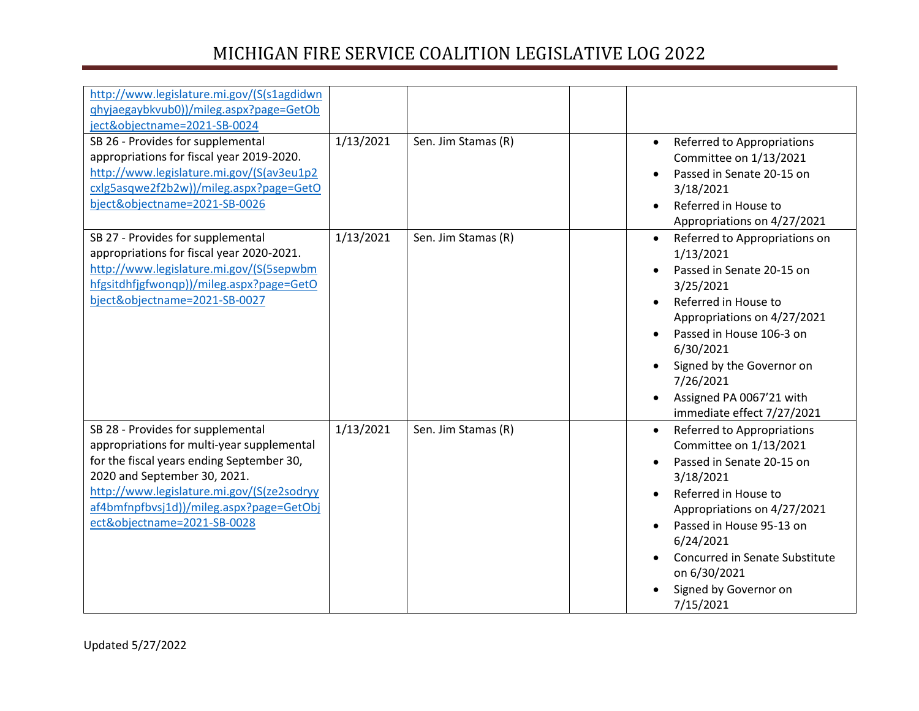| | | | | |
|---|---|---|---|---|
| http://www.legislature.mi.gov/(S(s1agdidwnqhyjaegaybkvub0))/mileg.aspx?page=GetObject&objectname=2021-SB-0024 | | | | |
| SB 26 - Provides for supplemental appropriations for fiscal year 2019-2020. http://www.legislature.mi.gov/(S(av3eu1p2cxlg5asqwe2f2b2w))/mileg.aspx?page=GetObject&objectname=2021-SB-0026 | 1/13/2021 | Sen. Jim Stamas (R) | | • Referred to Appropriations Committee on 1/13/2021<br>• Passed in Senate 20-15 on 3/18/2021<br>• Referred in House to Appropriations on 4/27/2021 |
| SB 27 - Provides for supplemental appropriations for fiscal year 2020-2021. http://www.legislature.mi.gov/(S(5sepwbmhfgsitdhfjgfwonqp))/mileg.aspx?page=GetObject&objectname=2021-SB-0027 | 1/13/2021 | Sen. Jim Stamas (R) | | • Referred to Appropriations on 1/13/2021<br>• Passed in Senate 20-15 on 3/25/2021<br>• Referred in House to Appropriations on 4/27/2021<br>• Passed in House 106-3 on 6/30/2021<br>• Signed by the Governor on 7/26/2021<br>• Assigned PA 0067'21 with immediate effect 7/27/2021 |
| SB 28 - Provides for supplemental appropriations for multi-year supplemental for the fiscal years ending September 30, 2020 and September 30, 2021. http://www.legislature.mi.gov/(S(ze2sodryyaf4bmfnpfbvsj1d))/mileg.aspx?page=GetObject&objectname=2021-SB-0028 | 1/13/2021 | Sen. Jim Stamas (R) | | • Referred to Appropriations Committee on 1/13/2021<br>• Passed in Senate 20-15 on 3/18/2021<br>• Referred in House to Appropriations on 4/27/2021<br>• Passed in House 95-13 on 6/24/2021<br>• Concurred in Senate Substitute on 6/30/2021<br>• Signed by Governor on 7/15/2021 |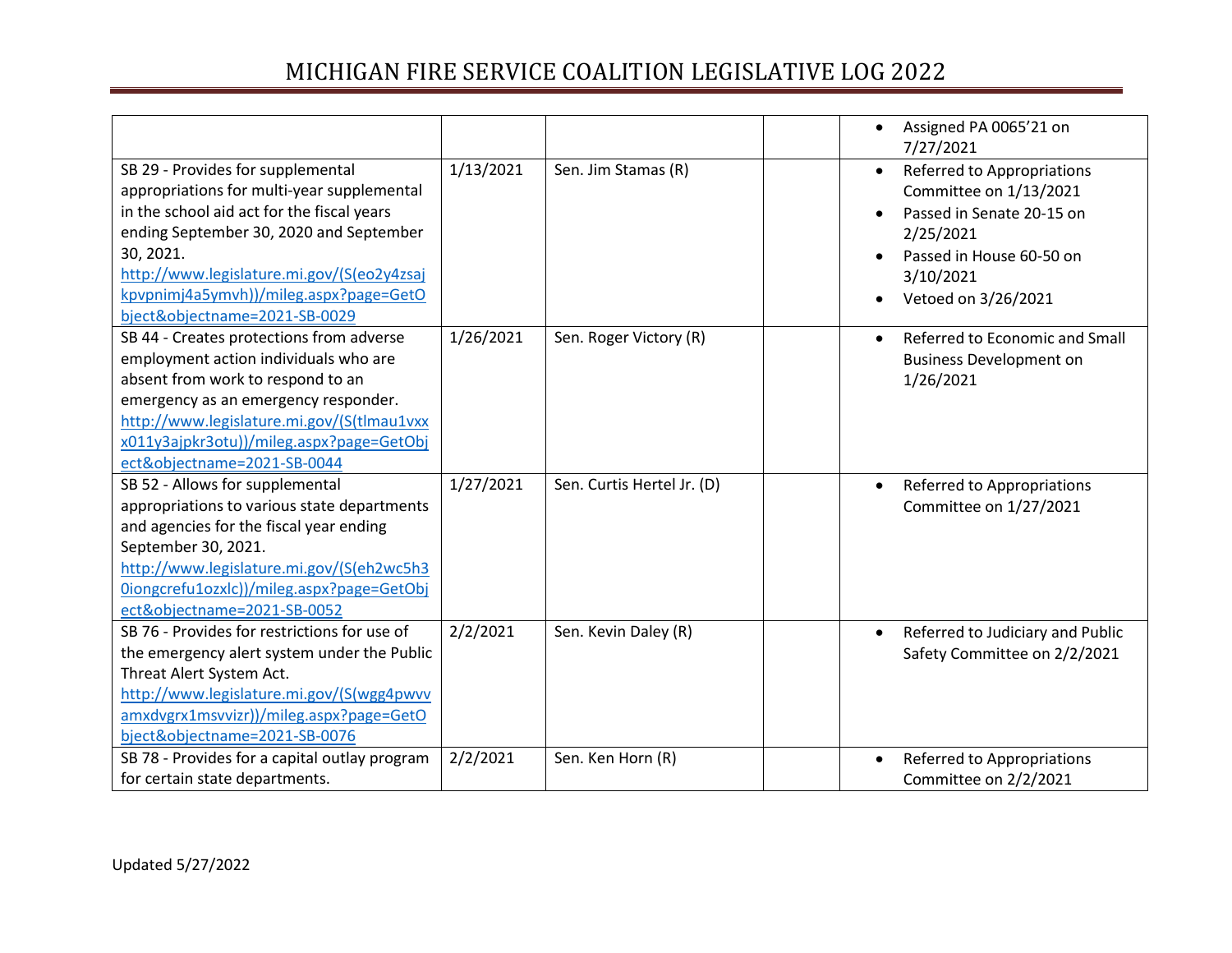| | | | | |
|---|---|---|---|---|
| | | | | • Assigned PA 0065'21 on 7/27/2021 |
| SB 29 - Provides for supplemental appropriations for multi-year supplemental in the school aid act for the fiscal years ending September 30, 2020 and September 30, 2021. http://www.legislature.mi.gov/(S(eo2y4zsajkpvpnimj4a5ymvh))/mileg.aspx?page=GetObject&objectname=2021-SB-0029 | 1/13/2021 | Sen. Jim Stamas (R) | | • Referred to Appropriations Committee on 1/13/2021<br>• Passed in Senate 20-15 on 2/25/2021<br>• Passed in House 60-50 on 3/10/2021<br>• Vetoed on 3/26/2021 |
| SB 44 - Creates protections from adverse employment action individuals who are absent from work to respond to an emergency as an emergency responder. http://www.legislature.mi.gov/(S(tlmau1vxxx011y3ajpkr3otu))/mileg.aspx?page=GetObject&objectname=2021-SB-0044 | 1/26/2021 | Sen. Roger Victory (R) | | • Referred to Economic and Small Business Development on 1/26/2021 |
| SB 52 - Allows for supplemental appropriations to various state departments and agencies for the fiscal year ending September 30, 2021. http://www.legislature.mi.gov/(S(eh2wc5h30iongcrefu1ozxlc))/mileg.aspx?page=GetObject&objectname=2021-SB-0052 | 1/27/2021 | Sen. Curtis Hertel Jr. (D) | | • Referred to Appropriations Committee on 1/27/2021 |
| SB 76 - Provides for restrictions for use of the emergency alert system under the Public Threat Alert System Act. http://www.legislature.mi.gov/(S(wgg4pwvvamxdvgrx1msvvizr))/mileg.aspx?page=GetObject&objectname=2021-SB-0076 | 2/2/2021 | Sen. Kevin Daley (R) | | • Referred to Judiciary and Public Safety Committee on 2/2/2021 |
| SB 78 - Provides for a capital outlay program for certain state departments. | 2/2/2021 | Sen. Ken Horn (R) | | • Referred to Appropriations Committee on 2/2/2021 |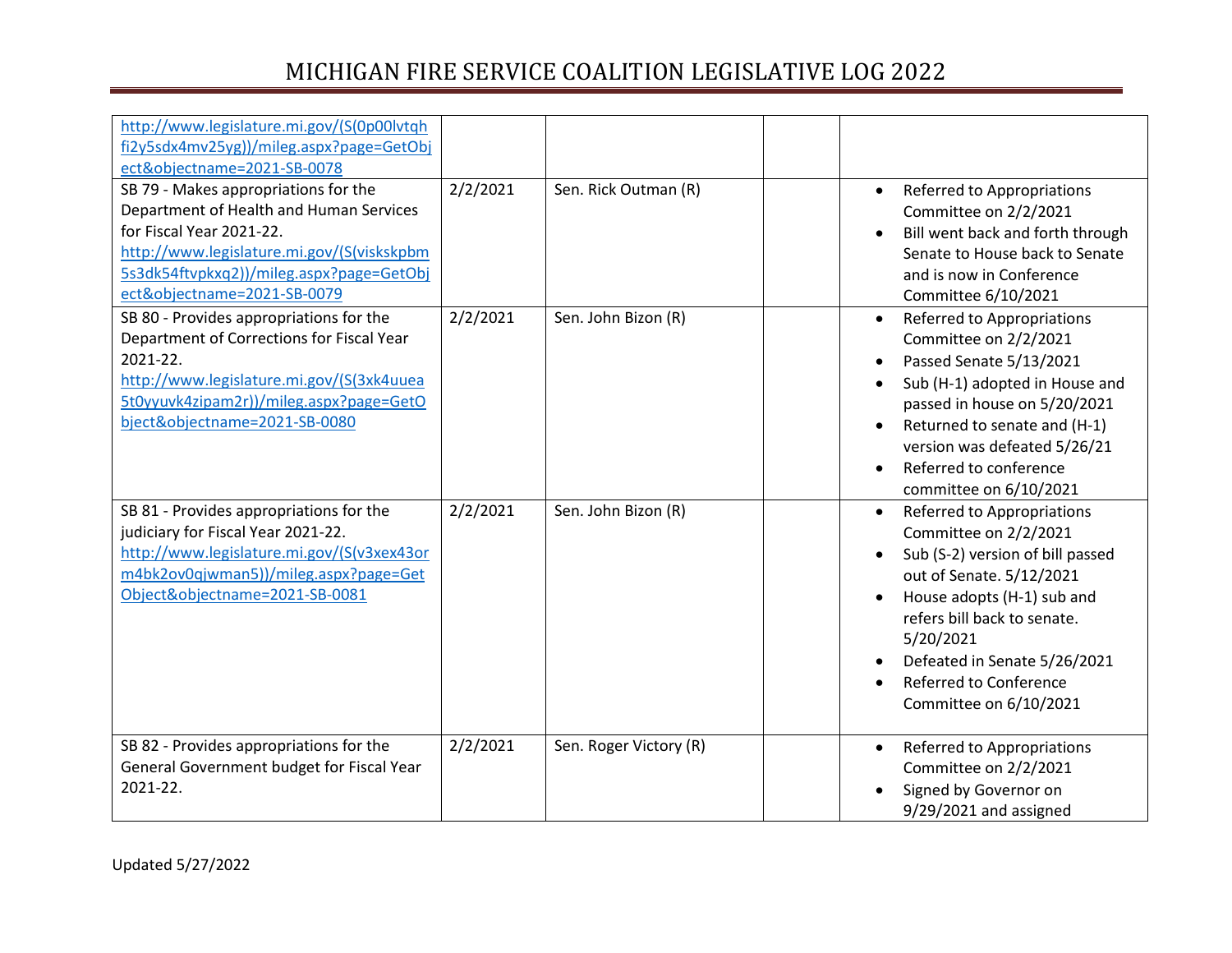| | | | | |
|---|---|---|---|---|
| http://www.legislature.mi.gov/(S(0p00lvtqhfi2y5sdx4mv25yg))/mileg.aspx?page=GetObject&objectname=2021-SB-0078 | | | | |
| SB 79 - Makes appropriations for the Department of Health and Human Services for Fiscal Year 2021-22. http://www.legislature.mi.gov/(S(viskskpbm5s3dk54ftvpkxq2))/mileg.aspx?page=GetObject&objectname=2021-SB-0079 | 2/2/2021 | Sen. Rick Outman (R) | | • Referred to Appropriations Committee on 2/2/2021<br>• Bill went back and forth through Senate to House back to Senate and is now in Conference Committee 6/10/2021 |
| SB 80 - Provides appropriations for the Department of Corrections for Fiscal Year 2021-22. http://www.legislature.mi.gov/(S(3xk4uuea5t0yyuvk4zipam2r))/mileg.aspx?page=GetObject&objectname=2021-SB-0080 | 2/2/2021 | Sen. John Bizon (R) | | • Referred to Appropriations Committee on 2/2/2021<br>• Passed Senate 5/13/2021<br>• Sub (H-1) adopted in House and passed in house on 5/20/2021<br>• Returned to senate and (H-1) version was defeated 5/26/21<br>• Referred to conference committee on 6/10/2021 |
| SB 81 - Provides appropriations for the judiciary for Fiscal Year 2021-22. http://www.legislature.mi.gov/(S(v3xex43orm4bk2ov0qjwman5))/mileg.aspx?page=GetObject&objectname=2021-SB-0081 | 2/2/2021 | Sen. John Bizon (R) | | • Referred to Appropriations Committee on 2/2/2021<br>• Sub (S-2) version of bill passed out of Senate. 5/12/2021<br>• House adopts (H-1) sub and refers bill back to senate. 5/20/2021<br>• Defeated in Senate 5/26/2021<br>• Referred to Conference Committee on 6/10/2021 |
| SB 82 - Provides appropriations for the General Government budget for Fiscal Year 2021-22. | 2/2/2021 | Sen. Roger Victory (R) | | • Referred to Appropriations Committee on 2/2/2021<br>• Signed by Governor on 9/29/2021 and assigned |

Updated 5/27/2022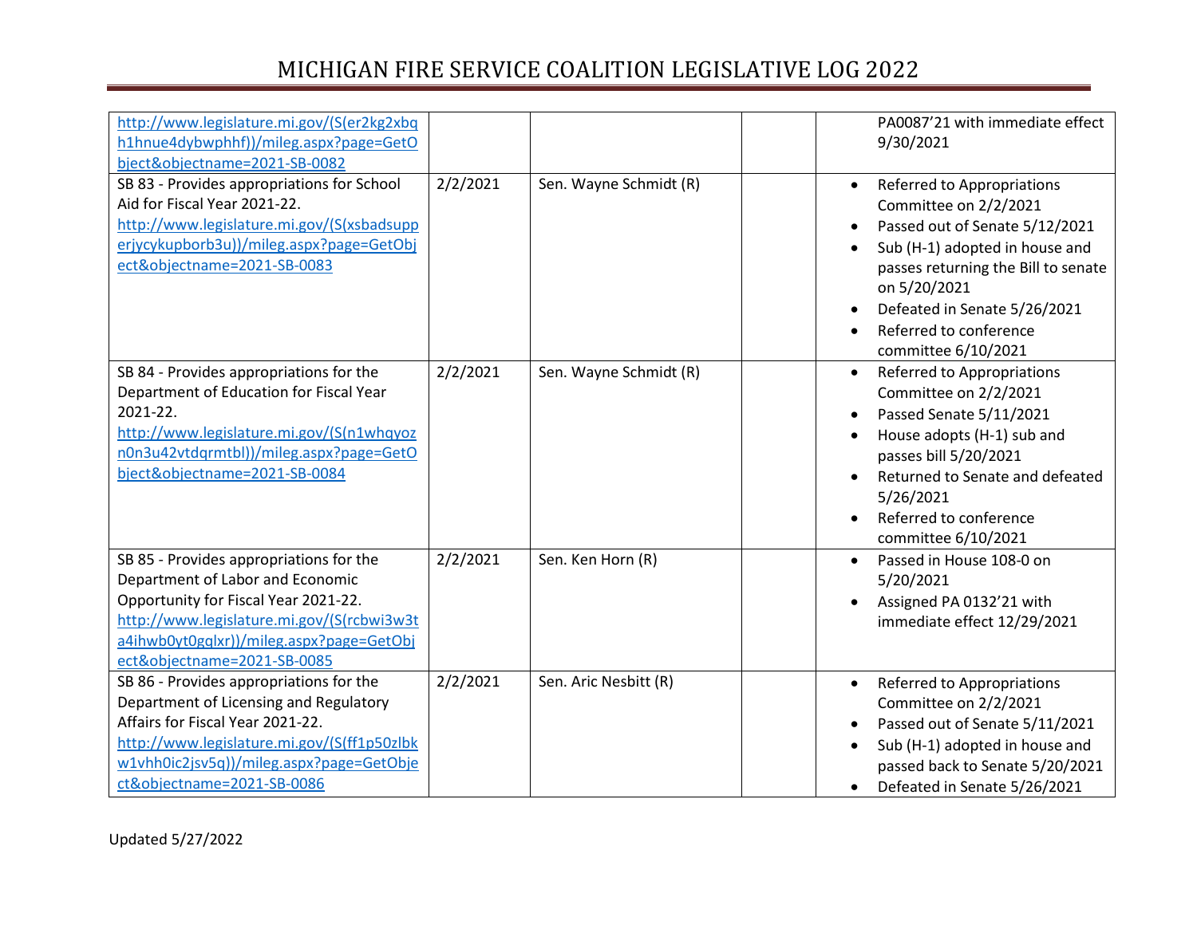| | | | | |
|---|---|---|---|---|
| http://www.legislature.mi.gov/(S(er2kg2xbqh1hnue4dybwphhf))/mileg.aspx?page=GetObject&objectname=2021-SB-0082 | | | | PA0087'21 with immediate effect 9/30/2021 |
| SB 83 - Provides appropriations for School Aid for Fiscal Year 2021-22. http://www.legislature.mi.gov/(S(xsbadsupperjycykupborb3u))/mileg.aspx?page=GetObject&objectname=2021-SB-0083 | 2/2/2021 | Sen. Wayne Schmidt (R) | | • Referred to Appropriations Committee on 2/2/2021<br>• Passed out of Senate 5/12/2021<br>• Sub (H-1) adopted in house and passes returning the Bill to senate on 5/20/2021<br>• Defeated in Senate 5/26/2021<br>• Referred to conference committee 6/10/2021 |
| SB 84 - Provides appropriations for the Department of Education for Fiscal Year 2021-22. http://www.legislature.mi.gov/(S(n1whqyozn0n3u42vtdqrmtbl))/mileg.aspx?page=GetObject&objectname=2021-SB-0084 | 2/2/2021 | Sen. Wayne Schmidt (R) | | • Referred to Appropriations Committee on 2/2/2021<br>• Passed Senate 5/11/2021<br>• House adopts (H-1) sub and passes bill 5/20/2021<br>• Returned to Senate and defeated 5/26/2021<br>• Referred to conference committee 6/10/2021 |
| SB 85 - Provides appropriations for the Department of Labor and Economic Opportunity for Fiscal Year 2021-22. http://www.legislature.mi.gov/(S(rcbwi3w3ta4ihwb0yt0gqlxr))/mileg.aspx?page=GetObject&objectname=2021-SB-0085 | 2/2/2021 | Sen. Ken Horn (R) | | • Passed in House 108-0 on 5/20/2021<br>• Assigned PA 0132'21 with immediate effect 12/29/2021 |
| SB 86 - Provides appropriations for the Department of Licensing and Regulatory Affairs for Fiscal Year 2021-22. http://www.legislature.mi.gov/(S(ff1p50zlbkw1vhh0ic2jsv5q))/mileg.aspx?page=GetObject&objectname=2021-SB-0086 | 2/2/2021 | Sen. Aric Nesbitt (R) | | • Referred to Appropriations Committee on 2/2/2021<br>• Passed out of Senate 5/11/2021<br>• Sub (H-1) adopted in house and passed back to Senate 5/20/2021<br>• Defeated in Senate 5/26/2021 |

Updated 5/27/2022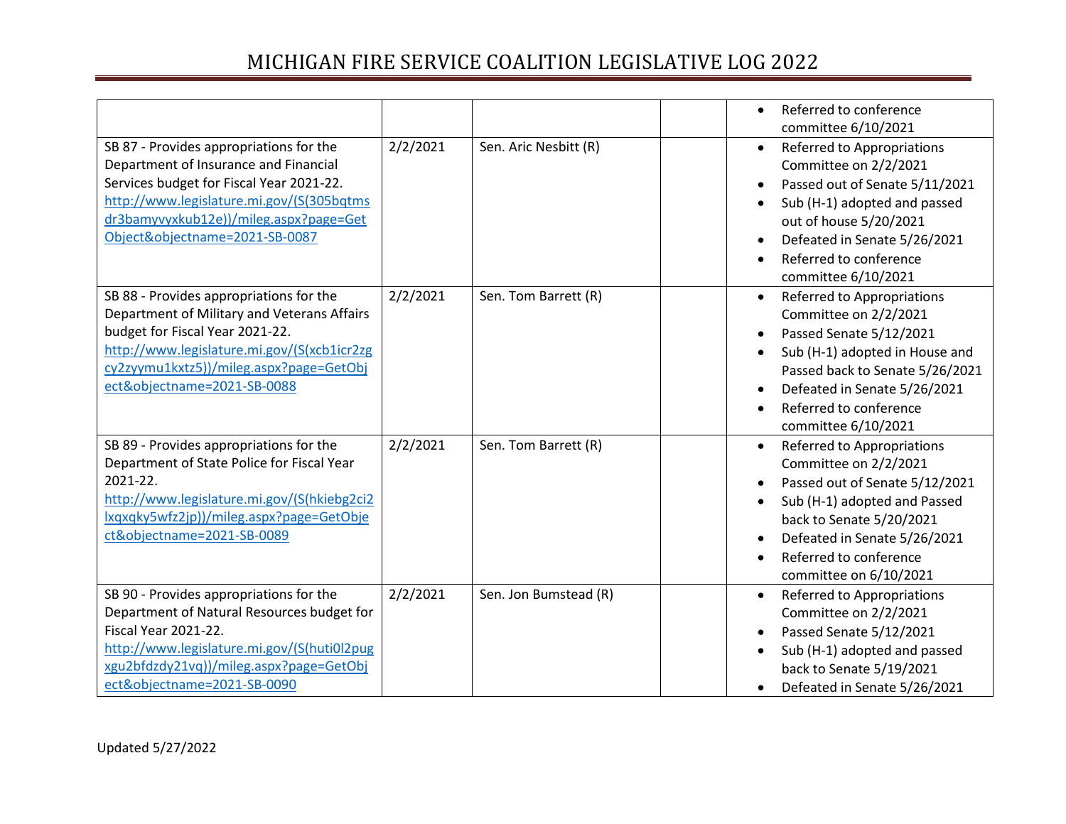| | | | | |
|---|---|---|---|---|
| | | | | • Referred to conference committee 6/10/2021 |
| SB 87 - Provides appropriations for the Department of Insurance and Financial Services budget for Fiscal Year 2021-22. http://www.legislature.mi.gov/(S(305bqtmsdr3bamyvyxkub12e))/mileg.aspx?page=GetObject&objectname=2021-SB-0087 | 2/2/2021 | Sen. Aric Nesbitt (R) | | • Referred to Appropriations Committee on 2/2/2021<br>• Passed out of Senate 5/11/2021<br>• Sub (H-1) adopted and passed out of house 5/20/2021<br>• Defeated in Senate 5/26/2021<br>• Referred to conference committee 6/10/2021 |
| SB 88 - Provides appropriations for the Department of Military and Veterans Affairs budget for Fiscal Year 2021-22. http://www.legislature.mi.gov/(S(xcb1icr2zgcy2zyymu1kxtz5))/mileg.aspx?page=GetObject&objectname=2021-SB-0088 | 2/2/2021 | Sen. Tom Barrett (R) | | • Referred to Appropriations Committee on 2/2/2021<br>• Passed Senate 5/12/2021<br>• Sub (H-1) adopted in House and Passed back to Senate 5/26/2021<br>• Defeated in Senate 5/26/2021<br>• Referred to conference committee 6/10/2021 |
| SB 89 - Provides appropriations for the Department of State Police for Fiscal Year 2021-22. http://www.legislature.mi.gov/(S(hkiebg2ci2lxqxqky5wfz2jp))/mileg.aspx?page=GetObject&objectname=2021-SB-0089 | 2/2/2021 | Sen. Tom Barrett (R) | | • Referred to Appropriations Committee on 2/2/2021<br>• Passed out of Senate 5/12/2021<br>• Sub (H-1) adopted and Passed back to Senate 5/20/2021<br>• Defeated in Senate 5/26/2021<br>• Referred to conference committee on 6/10/2021 |
| SB 90 - Provides appropriations for the Department of Natural Resources budget for Fiscal Year 2021-22. http://www.legislature.mi.gov/(S(huti0l2pugxgu2bfdzdy21vq))/mileg.aspx?page=GetObject&objectname=2021-SB-0090 | 2/2/2021 | Sen. Jon Bumstead (R) | | • Referred to Appropriations Committee on 2/2/2021<br>• Passed Senate 5/12/2021<br>• Sub (H-1) adopted and passed back to Senate 5/19/2021<br>• Defeated in Senate 5/26/2021 |

Updated 5/27/2022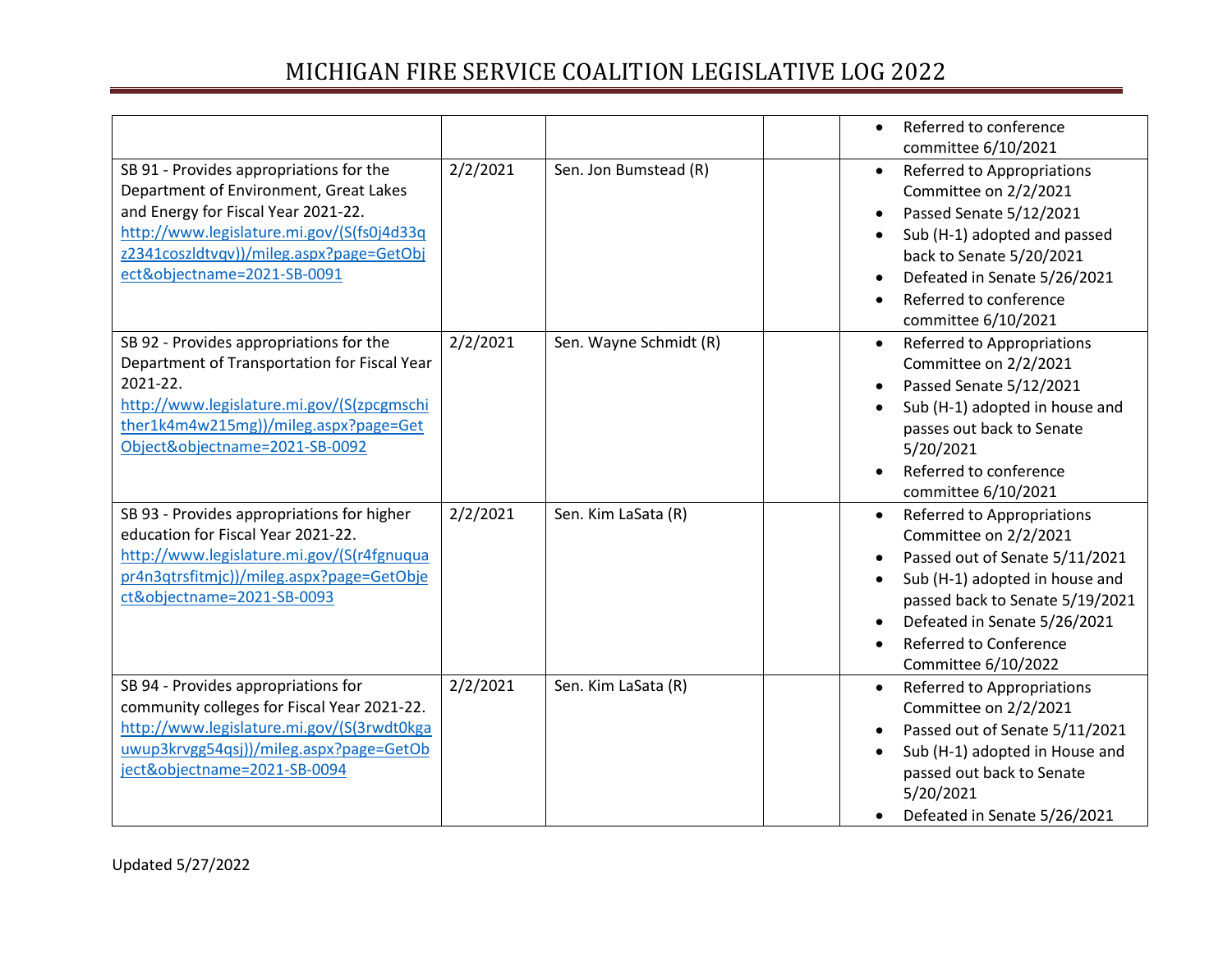| | | | | |
|---|---|---|---|---|
| | | | | • Referred to conference committee 6/10/2021 |
| SB 91 - Provides appropriations for the Department of Environment, Great Lakes and Energy for Fiscal Year 2021-22. http://www.legislature.mi.gov/(S(fs0j4d33qz2341coszldtvqv))/mileg.aspx?page=GetObject&objectname=2021-SB-0091 | 2/2/2021 | Sen. Jon Bumstead (R) | | • Referred to Appropriations Committee on 2/2/2021<br>• Passed Senate 5/12/2021<br>• Sub (H-1) adopted and passed back to Senate 5/20/2021<br>• Defeated in Senate 5/26/2021<br>• Referred to conference committee 6/10/2021 |
| SB 92 - Provides appropriations for the Department of Transportation for Fiscal Year 2021-22. http://www.legislature.mi.gov/(S(zpcgmschither1k4m4w215mg))/mileg.aspx?page=GetObject&objectname=2021-SB-0092 | 2/2/2021 | Sen. Wayne Schmidt (R) | | • Referred to Appropriations Committee on 2/2/2021<br>• Passed Senate 5/12/2021<br>• Sub (H-1) adopted in house and passes out back to Senate 5/20/2021<br>• Referred to conference committee 6/10/2021 |
| SB 93 - Provides appropriations for higher education for Fiscal Year 2021-22. http://www.legislature.mi.gov/(S(r4fgnuquapr4n3qtrsfitmjc))/mileg.aspx?page=GetObject&objectname=2021-SB-0093 | 2/2/2021 | Sen. Kim LaSata (R) | | • Referred to Appropriations Committee on 2/2/2021<br>• Passed out of Senate 5/11/2021<br>• Sub (H-1) adopted in house and passed back to Senate 5/19/2021<br>• Defeated in Senate 5/26/2021<br>• Referred to Conference Committee 6/10/2022 |
| SB 94 - Provides appropriations for community colleges for Fiscal Year 2021-22. http://www.legislature.mi.gov/(S(3rwdt0kgauwup3krvgg54qsj))/mileg.aspx?page=GetObject&objectname=2021-SB-0094 | 2/2/2021 | Sen. Kim LaSata (R) | | • Referred to Appropriations Committee on 2/2/2021<br>• Passed out of Senate 5/11/2021<br>• Sub (H-1) adopted in House and passed out back to Senate 5/20/2021<br>• Defeated in Senate 5/26/2021 |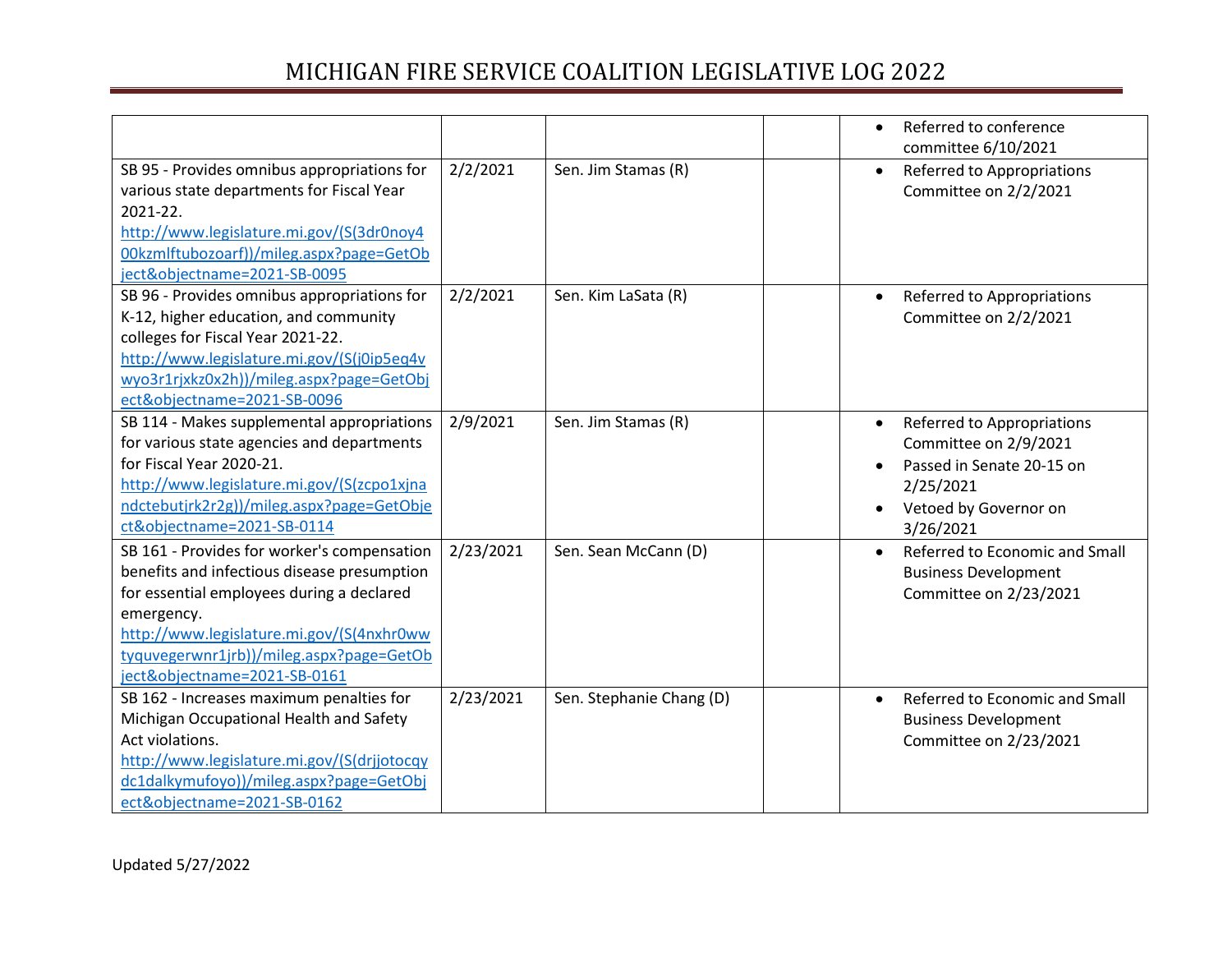| | | | | |
|---|---|---|---|---|
| | | | | • Referred to conference committee 6/10/2021 |
| SB 95 - Provides omnibus appropriations for various state departments for Fiscal Year 2021-22. http://www.legislature.mi.gov/(S(3dr0noy400kzmlftubozoarf))/mileg.aspx?page=GetObject&objectname=2021-SB-0095 | 2/2/2021 | Sen. Jim Stamas (R) | | • Referred to Appropriations Committee on 2/2/2021 |
| SB 96 - Provides omnibus appropriations for K-12, higher education, and community colleges for Fiscal Year 2021-22. http://www.legislature.mi.gov/(S(j0ip5eq4vwyo3r1rjxkz0x2h))/mileg.aspx?page=GetObject&objectname=2021-SB-0096 | 2/2/2021 | Sen. Kim LaSata (R) | | • Referred to Appropriations Committee on 2/2/2021 |
| SB 114 - Makes supplemental appropriations for various state agencies and departments for Fiscal Year 2020-21. http://www.legislature.mi.gov/(S(zcpo1xjnandctebutjrk2r2g))/mileg.aspx?page=GetObject&objectname=2021-SB-0114 | 2/9/2021 | Sen. Jim Stamas (R) | | • Referred to Appropriations Committee on 2/9/2021 <br> • Passed in Senate 20-15 on 2/25/2021 <br> • Vetoed by Governor on 3/26/2021 |
| SB 161 - Provides for worker's compensation benefits and infectious disease presumption for essential employees during a declared emergency. http://www.legislature.mi.gov/(S(4nxhr0wwtyquvegerwnr1jrb))/mileg.aspx?page=GetObject&objectname=2021-SB-0161 | 2/23/2021 | Sen. Sean McCann (D) | | • Referred to Economic and Small Business Development Committee on 2/23/2021 |
| SB 162 - Increases maximum penalties for Michigan Occupational Health and Safety Act violations. http://www.legislature.mi.gov/(S(drjjotocqydc1dalkymufoyo))/mileg.aspx?page=GetObject&objectname=2021-SB-0162 | 2/23/2021 | Sen. Stephanie Chang (D) | | • Referred to Economic and Small Business Development Committee on 2/23/2021 |

Updated 5/27/2022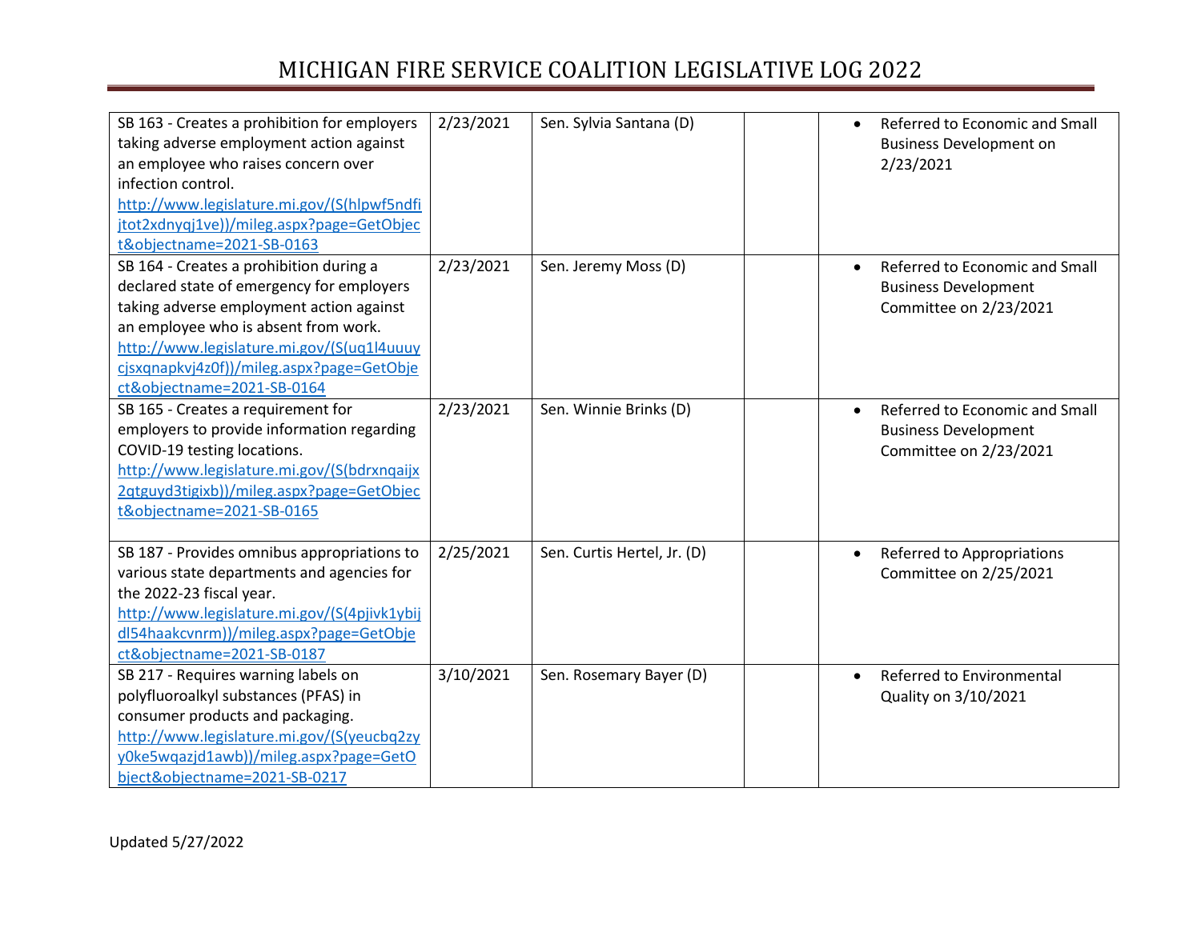| | | | | |
|---|---|---|---|---|
| SB 163 - Creates a prohibition for employers taking adverse employment action against an employee who raises concern over infection control. [http://www.legislature.mi.gov/(S(hlpwf5ndfijtot2xdnyqj1ve))/mileg.aspx?page=GetObject&objectname=2021-SB-0163](http://www.legislature.mi.gov/(S(hlpwf5ndfijtot2xdnyqj1ve))/mileg.aspx?page=GetObject&objectname=2021-SB-0163) | 2/23/2021 | Sen. Sylvia Santana (D) | | • Referred to Economic and Small Business Development on 2/23/2021 |
| SB 164 - Creates a prohibition during a declared state of emergency for employers taking adverse employment action against an employee who is absent from work. [http://www.legislature.mi.gov/(S(uq1l4uuuycjsxqnapkvj4z0f))/mileg.aspx?page=GetObject&objectname=2021-SB-0164](http://www.legislature.mi.gov/(S(uq1l4uuuycjsxqnapkvj4z0f))/mileg.aspx?page=GetObject&objectname=2021-SB-0164) | 2/23/2021 | Sen. Jeremy Moss (D) | | • Referred to Economic and Small Business Development Committee on 2/23/2021 |
| SB 165 - Creates a requirement for employers to provide information regarding COVID-19 testing locations. [http://www.legislature.mi.gov/(S(bdrxnqaijx2qtguyd3tigixb))/mileg.aspx?page=GetObject&objectname=2021-SB-0165](http://www.legislature.mi.gov/(S(bdrxnqaijx2qtguyd3tigixb))/mileg.aspx?page=GetObject&objectname=2021-SB-0165) | 2/23/2021 | Sen. Winnie Brinks (D) | | • Referred to Economic and Small Business Development Committee on 2/23/2021 |
| SB 187 - Provides omnibus appropriations to various state departments and agencies for the 2022-23 fiscal year. [http://www.legislature.mi.gov/(S(4pjivk1ybijdl54haakcvnrm))/mileg.aspx?page=GetObject&objectname=2021-SB-0187](http://www.legislature.mi.gov/(S(4pjivk1ybijdl54haakcvnrm))/mileg.aspx?page=GetObject&objectname=2021-SB-0187) | 2/25/2021 | Sen. Curtis Hertel, Jr. (D) | | • Referred to Appropriations Committee on 2/25/2021 |
| SB 217 - Requires warning labels on polyfluoroalkyl substances (PFAS) in consumer products and packaging. [http://www.legislature.mi.gov/(S(yeucbq2zyy0ke5wqazjd1awb))/mileg.aspx?page=GetObject&objectname=2021-SB-0217](http://www.legislature.mi.gov/(S(yeucbq2zyy0ke5wqazjd1awb))/mileg.aspx?page=GetObject&objectname=2021-SB-0217) | 3/10/2021 | Sen. Rosemary Bayer (D) | | • Referred to Environmental Quality on 3/10/2021 |

Updated 5/27/2022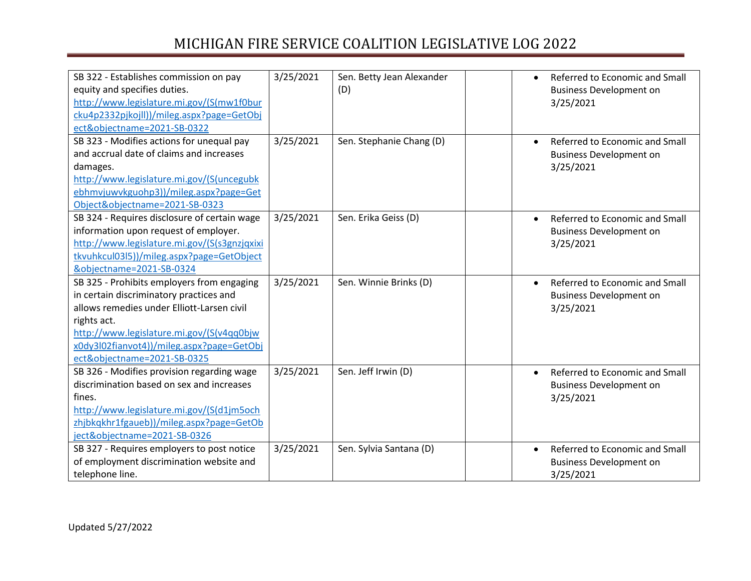| | | | | |
|---|---|---|---|---|
| SB 322 - Establishes commission on pay equity and specifies duties. http://www.legislature.mi.gov/(S(mw1f0burcku4p2332pjkojll))/mileg.aspx?page=GetObject&objectname=2021-SB-0322 | 3/25/2021 | Sen. Betty Jean Alexander (D) | | • Referred to Economic and Small Business Development on 3/25/2021 |
| SB 323 - Modifies actions for unequal pay and accrual date of claims and increases damages. http://www.legislature.mi.gov/(S(uncegubkebhmvjuwvkguohp3))/mileg.aspx?page=GetObject&objectname=2021-SB-0323 | 3/25/2021 | Sen. Stephanie Chang (D) | | • Referred to Economic and Small Business Development on 3/25/2021 |
| SB 324 - Requires disclosure of certain wage information upon request of employer. http://www.legislature.mi.gov/(S(s3gnzjqxixitkvuhkcul03l5))/mileg.aspx?page=GetObject&objectname=2021-SB-0324 | 3/25/2021 | Sen. Erika Geiss (D) | | • Referred to Economic and Small Business Development on 3/25/2021 |
| SB 325 - Prohibits employers from engaging in certain discriminatory practices and allows remedies under Elliott-Larsen civil rights act. http://www.legislature.mi.gov/(S(v4qq0bjwx0dy3l02fianvot4))/mileg.aspx?page=GetObject&objectname=2021-SB-0325 | 3/25/2021 | Sen. Winnie Brinks (D) | | • Referred to Economic and Small Business Development on 3/25/2021 |
| SB 326 - Modifies provision regarding wage discrimination based on sex and increases fines. http://www.legislature.mi.gov/(S(d1jm5ochzhjbkqkhr1fgaueb))/mileg.aspx?page=GetObject&objectname=2021-SB-0326 | 3/25/2021 | Sen. Jeff Irwin (D) | | • Referred to Economic and Small Business Development on 3/25/2021 |
| SB 327 - Requires employers to post notice of employment discrimination website and telephone line. | 3/25/2021 | Sen. Sylvia Santana (D) | | • Referred to Economic and Small Business Development on 3/25/2021 |

Updated 5/27/2022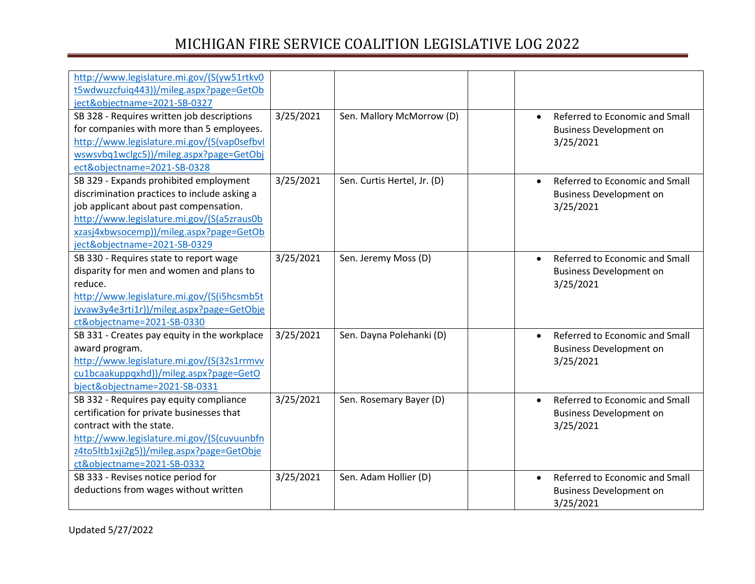| | | | | |
|---|---|---|---|---|
| http://www.legislature.mi.gov/(S(yw51rtkv0t5wdwuzcfuiq443))/mileg.aspx?page=GetObject&objectname=2021-SB-0327 | | | | |
| SB 328 - Requires written job descriptions for companies with more than 5 employees. http://www.legislature.mi.gov/(S(vap0sefbvlwswsvbq1wclgc5))/mileg.aspx?page=GetObject&objectname=2021-SB-0328 | 3/25/2021 | Sen. Mallory McMorrow (D) | | • Referred to Economic and Small Business Development on 3/25/2021 |
| SB 329 - Expands prohibited employment discrimination practices to include asking a job applicant about past compensation. http://www.legislature.mi.gov/(S(a5zraus0bxzasj4xbwsocemp))/mileg.aspx?page=GetObject&objectname=2021-SB-0329 | 3/25/2021 | Sen. Curtis Hertel, Jr. (D) | | • Referred to Economic and Small Business Development on 3/25/2021 |
| SB 330 - Requires state to report wage disparity for men and women and plans to reduce. http://www.legislature.mi.gov/(S(i5hcsmb5tjyvaw3y4e3rti1r))/mileg.aspx?page=GetObject&objectname=2021-SB-0330 | 3/25/2021 | Sen. Jeremy Moss (D) | | • Referred to Economic and Small Business Development on 3/25/2021 |
| SB 331 - Creates pay equity in the workplace award program. http://www.legislature.mi.gov/(S(32s1rrmvvcu1bcaakuppqxhd))/mileg.aspx?page=GetObject&objectname=2021-SB-0331 | 3/25/2021 | Sen. Dayna Polehanki (D) | | • Referred to Economic and Small Business Development on 3/25/2021 |
| SB 332 - Requires pay equity compliance certification for private businesses that contract with the state. http://www.legislature.mi.gov/(S(cuvuunbfnz4to5ltb1xji2g5))/mileg.aspx?page=GetObject&objectname=2021-SB-0332 | 3/25/2021 | Sen. Rosemary Bayer (D) | | • Referred to Economic and Small Business Development on 3/25/2021 |
| SB 333 - Revises notice period for deductions from wages without written | 3/25/2021 | Sen. Adam Hollier (D) | | • Referred to Economic and Small Business Development on 3/25/2021 |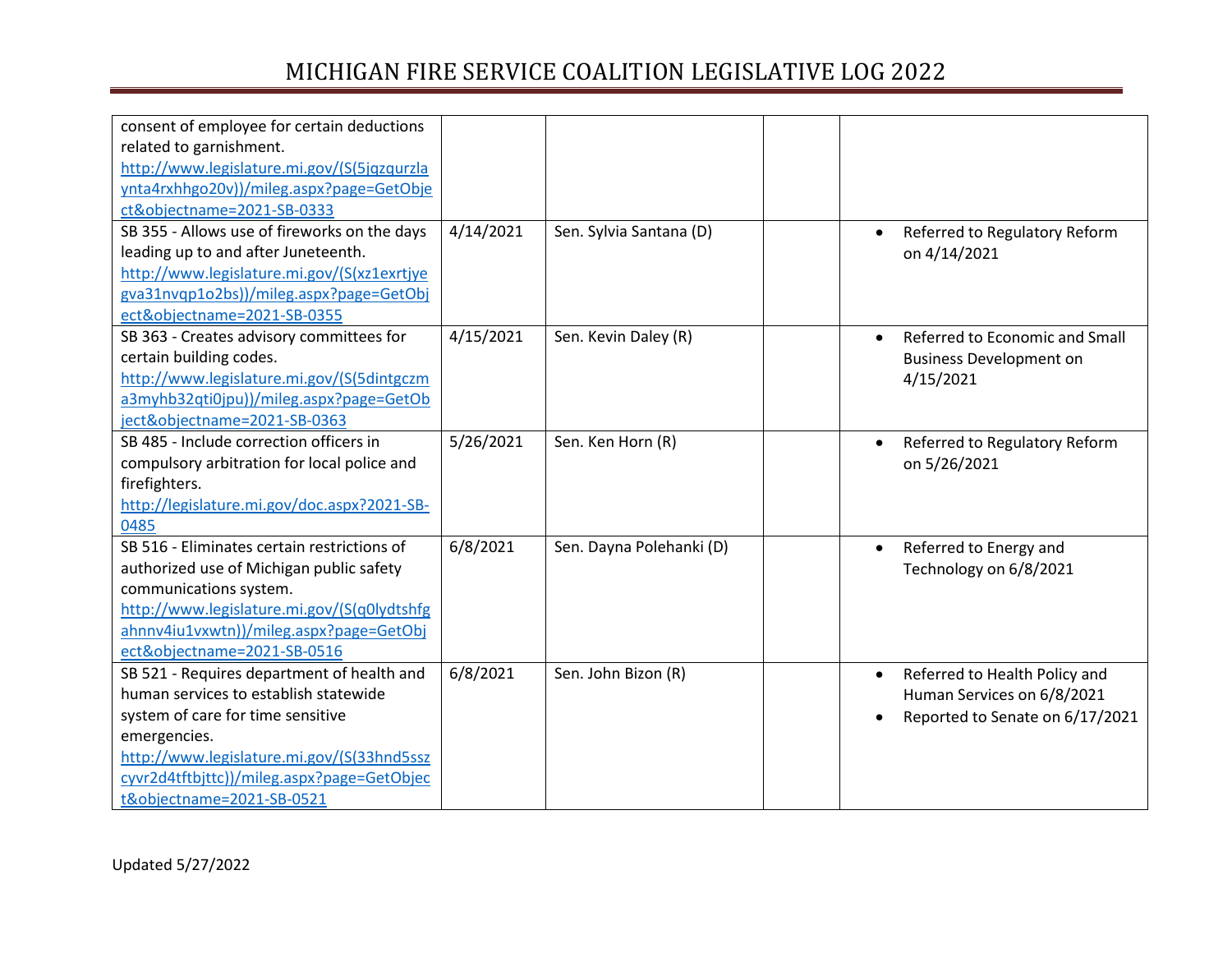| | | | | |
|---|---|---|---|---|
| consent of employee for certain deductions related to garnishment. http://www.legislature.mi.gov/(S(5jqzqurzlaynta4rxhhgo20v))/mileg.aspx?page=GetObject&objectname=2021-SB-0333 | | | | |
| SB 355 - Allows use of fireworks on the days leading up to and after Juneteenth. http://www.legislature.mi.gov/(S(xz1exrtjyegva31nvqp1o2bs))/mileg.aspx?page=GetObject&objectname=2021-SB-0355 | 4/14/2021 | Sen. Sylvia Santana (D) | | • Referred to Regulatory Reform on 4/14/2021 |
| SB 363 - Creates advisory committees for certain building codes. http://www.legislature.mi.gov/(S(5dintgczma3myhb32qti0jpu))/mileg.aspx?page=GetObject&objectname=2021-SB-0363 | 4/15/2021 | Sen. Kevin Daley (R) | | • Referred to Economic and Small Business Development on 4/15/2021 |
| SB 485 - Include correction officers in compulsory arbitration for local police and firefighters. http://legislature.mi.gov/doc.aspx?2021-SB-0485 | 5/26/2021 | Sen. Ken Horn (R) | | • Referred to Regulatory Reform on 5/26/2021 |
| SB 516 - Eliminates certain restrictions of authorized use of Michigan public safety communications system. http://www.legislature.mi.gov/(S(q0lydtshfgahnnv4iu1vxwtn))/mileg.aspx?page=GetObject&objectname=2021-SB-0516 | 6/8/2021 | Sen. Dayna Polehanki (D) | | • Referred to Energy and Technology on 6/8/2021 |
| SB 521 - Requires department of health and human services to establish statewide system of care for time sensitive emergencies. http://www.legislature.mi.gov/(S(33hnd5sszcyvr2d4tftbjttc))/mileg.aspx?page=GetObject&objectname=2021-SB-0521 | 6/8/2021 | Sen. John Bizon (R) | | • Referred to Health Policy and Human Services on 6/8/2021<br>• Reported to Senate on 6/17/2021 |

Updated 5/27/2022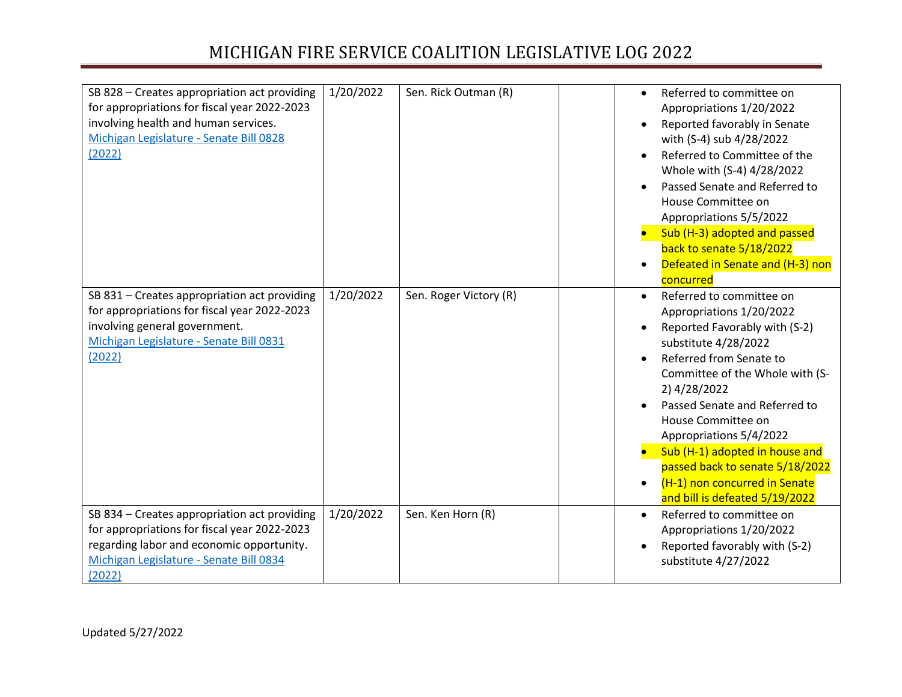| | | | | |
|---|---|---|---|---|
| SB 828 – Creates appropriation act providing for appropriations for fiscal year 2022-2023 involving health and human services. [Michigan Legislature - Senate Bill 0828 (2022)] | 1/20/2022 | Sen. Rick Outman (R) | | • Referred to committee on Appropriations 1/20/2022<br>• Reported favorably in Senate with (S-4) sub 4/28/2022<br>• Referred to Committee of the Whole with (S-4) 4/28/2022<br>• Passed Senate and Referred to House Committee on Appropriations 5/5/2022<br>• Sub (H-3) adopted and passed back to senate 5/18/2022<br>• Defeated in Senate and (H-3) non concurred |
| SB 831 – Creates appropriation act providing for appropriations for fiscal year 2022-2023 involving general government. [Michigan Legislature - Senate Bill 0831 (2022)] | 1/20/2022 | Sen. Roger Victory (R) | | • Referred to committee on Appropriations 1/20/2022<br>• Reported Favorably with (S-2) substitute 4/28/2022<br>• Referred from Senate to Committee of the Whole with (S-2) 4/28/2022<br>• Passed Senate and Referred to House Committee on Appropriations 5/4/2022<br>• Sub (H-1) adopted in house and passed back to senate 5/18/2022<br>• (H-1) non concurred in Senate and bill is defeated 5/19/2022 |
| SB 834 – Creates appropriation act providing for appropriations for fiscal year 2022-2023 regarding labor and economic opportunity. [Michigan Legislature - Senate Bill 0834 (2022)] | 1/20/2022 | Sen. Ken Horn (R) | | • Referred to committee on Appropriations 1/20/2022<br>• Reported favorably with (S-2) substitute 4/27/2022 |

Updated 5/27/2022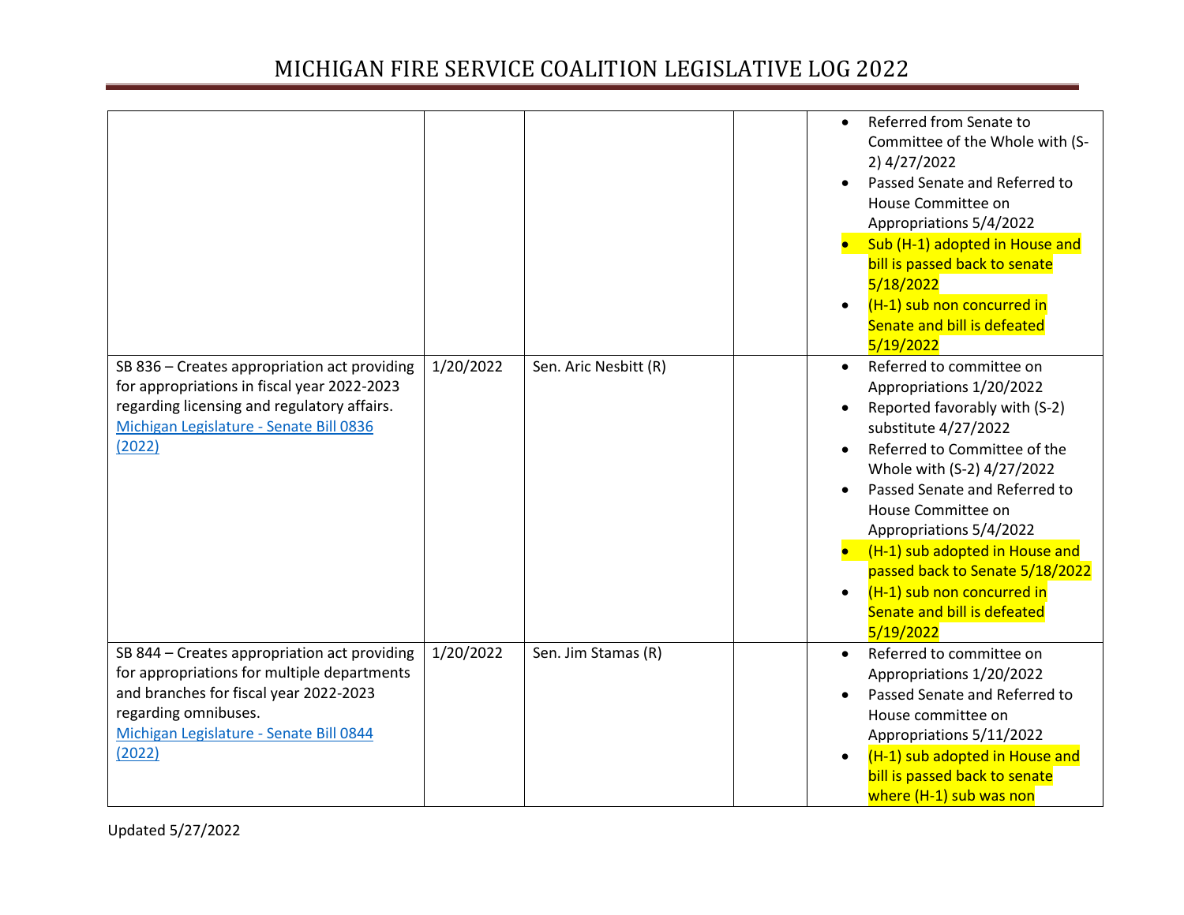| | | | | |
|---|---|---|---|---|
| | | | | • Referred from Senate to Committee of the Whole with (S-2) 4/27/2022<br>• Passed Senate and Referred to House Committee on Appropriations 5/4/2022<br>• Sub (H-1) adopted in House and bill is passed back to senate 5/18/2022<br>• (H-1) sub non concurred in Senate and bill is defeated 5/19/2022 |
| SB 836 – Creates appropriation act providing for appropriations in fiscal year 2022-2023 regarding licensing and regulatory affairs. [Michigan Legislature - Senate Bill 0836 (2022)]() | 1/20/2022 | Sen. Aric Nesbitt (R) | | • Referred to committee on Appropriations 1/20/2022<br>• Reported favorably with (S-2) substitute 4/27/2022<br>• Referred to Committee of the Whole with (S-2) 4/27/2022<br>• Passed Senate and Referred to House Committee on Appropriations 5/4/2022<br>• (H-1) sub adopted in House and passed back to Senate 5/18/2022<br>• (H-1) sub non concurred in Senate and bill is defeated 5/19/2022 |
| SB 844 – Creates appropriation act providing for appropriations for multiple departments and branches for fiscal year 2022-2023 regarding omnibuses. [Michigan Legislature - Senate Bill 0844 (2022)]() | 1/20/2022 | Sen. Jim Stamas (R) | | • Referred to committee on Appropriations 1/20/2022<br>• Passed Senate and Referred to House committee on Appropriations 5/11/2022<br>• (H-1) sub adopted in House and bill is passed back to senate where (H-1) sub was non |

Updated 5/27/2022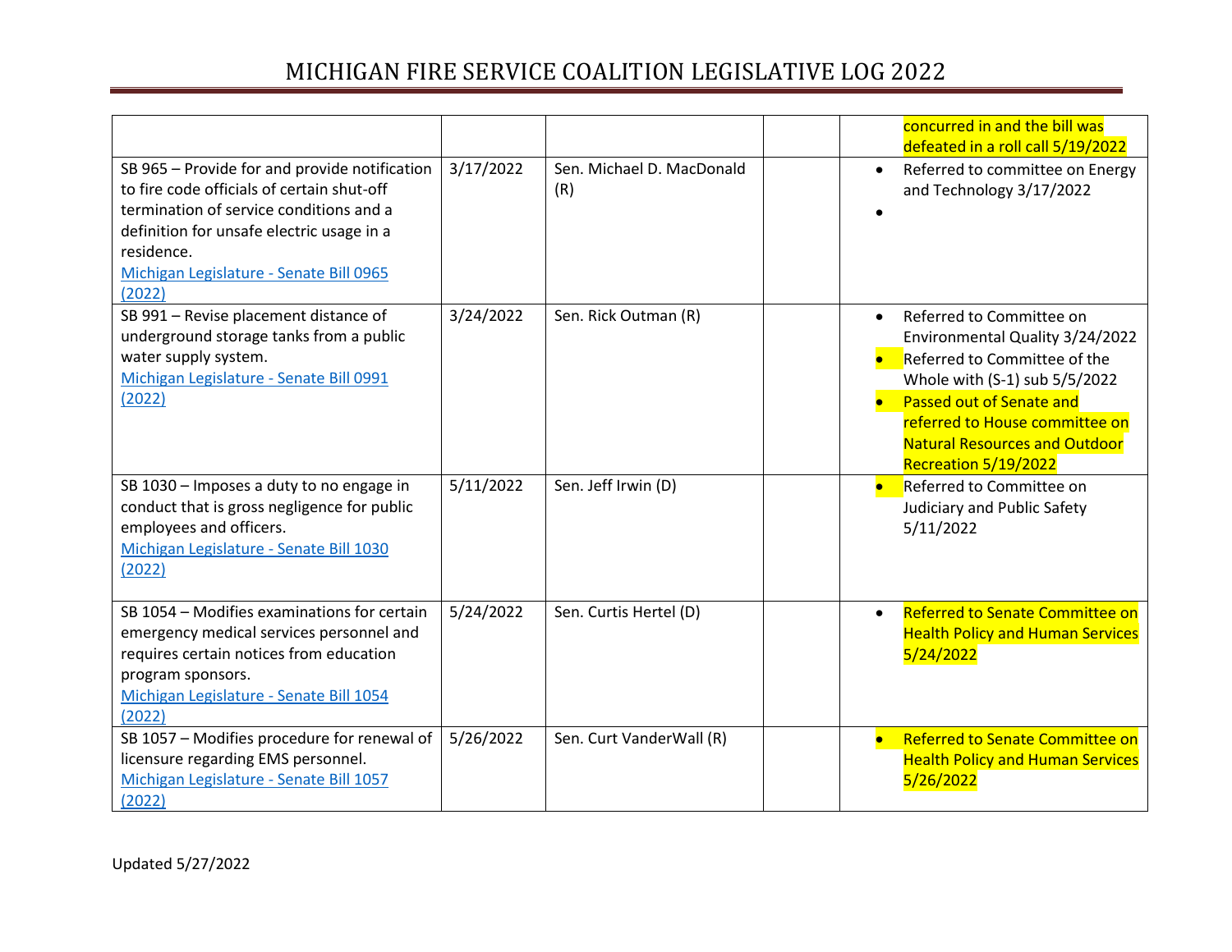| | | | | |
|---|---|---|---|---|
| | | | | concurred in and the bill was defeated in a roll call 5/19/2022 |
| SB 965 – Provide for and provide notification to fire code officials of certain shut-off termination of service conditions and a definition for unsafe electric usage in a residence.<br>Michigan Legislature - Senate Bill 0965 (2022) | 3/17/2022 | Sen. Michael D. MacDonald (R) | | • Referred to committee on Energy and Technology 3/17/2022<br>• |
| SB 991 – Revise placement distance of underground storage tanks from a public water supply system.<br>Michigan Legislature - Senate Bill 0991 (2022) | 3/24/2022 | Sen. Rick Outman (R) | | • Referred to Committee on Environmental Quality 3/24/2022<br>• Referred to Committee of the Whole with (S-1) sub 5/5/2022<br>• Passed out of Senate and referred to House committee on Natural Resources and Outdoor Recreation 5/19/2022 |
| SB 1030 – Imposes a duty to no engage in conduct that is gross negligence for public employees and officers.<br>Michigan Legislature - Senate Bill 1030 (2022) | 5/11/2022 | Sen. Jeff Irwin (D) | | • Referred to Committee on Judiciary and Public Safety 5/11/2022 |
| SB 1054 – Modifies examinations for certain emergency medical services personnel and requires certain notices from education program sponsors.<br>Michigan Legislature - Senate Bill 1054 (2022) | 5/24/2022 | Sen. Curtis Hertel (D) | | • Referred to Senate Committee on Health Policy and Human Services 5/24/2022 |
| SB 1057 – Modifies procedure for renewal of licensure regarding EMS personnel.<br>Michigan Legislature - Senate Bill 1057 (2022) | 5/26/2022 | Sen. Curt VanderWall (R) | | • Referred to Senate Committee on Health Policy and Human Services 5/26/2022 |

Updated 5/27/2022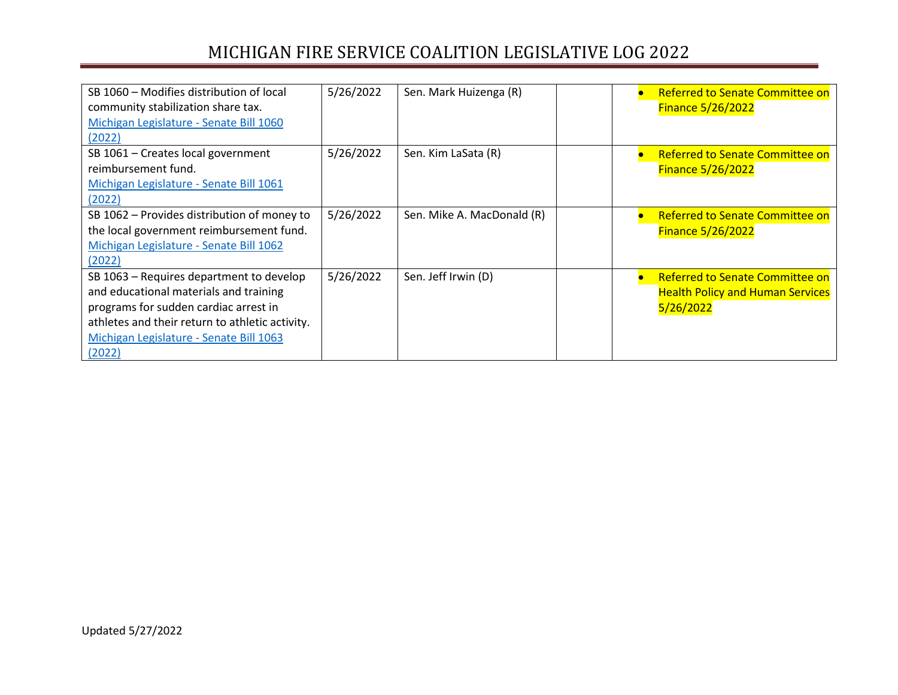| | | | | |
|---|---|---|---|---|
| SB 1060 – Modifies distribution of local community stabilization share tax. [Michigan Legislature - Senate Bill 1060 (2022)] | 5/26/2022 | Sen. Mark Huizenga (R) | | • Referred to Senate Committee on Finance 5/26/2022 |
| SB 1061 – Creates local government reimbursement fund. [Michigan Legislature - Senate Bill 1061 (2022)] | 5/26/2022 | Sen. Kim LaSata (R) | | • Referred to Senate Committee on Finance 5/26/2022 |
| SB 1062 – Provides distribution of money to the local government reimbursement fund. [Michigan Legislature - Senate Bill 1062 (2022)] | 5/26/2022 | Sen. Mike A. MacDonald (R) | | • Referred to Senate Committee on Finance 5/26/2022 |
| SB 1063 – Requires department to develop and educational materials and training programs for sudden cardiac arrest in athletes and their return to athletic activity. [Michigan Legislature - Senate Bill 1063 (2022)] | 5/26/2022 | Sen. Jeff Irwin (D) | | • Referred to Senate Committee on Health Policy and Human Services 5/26/2022 |

Updated 5/27/2022